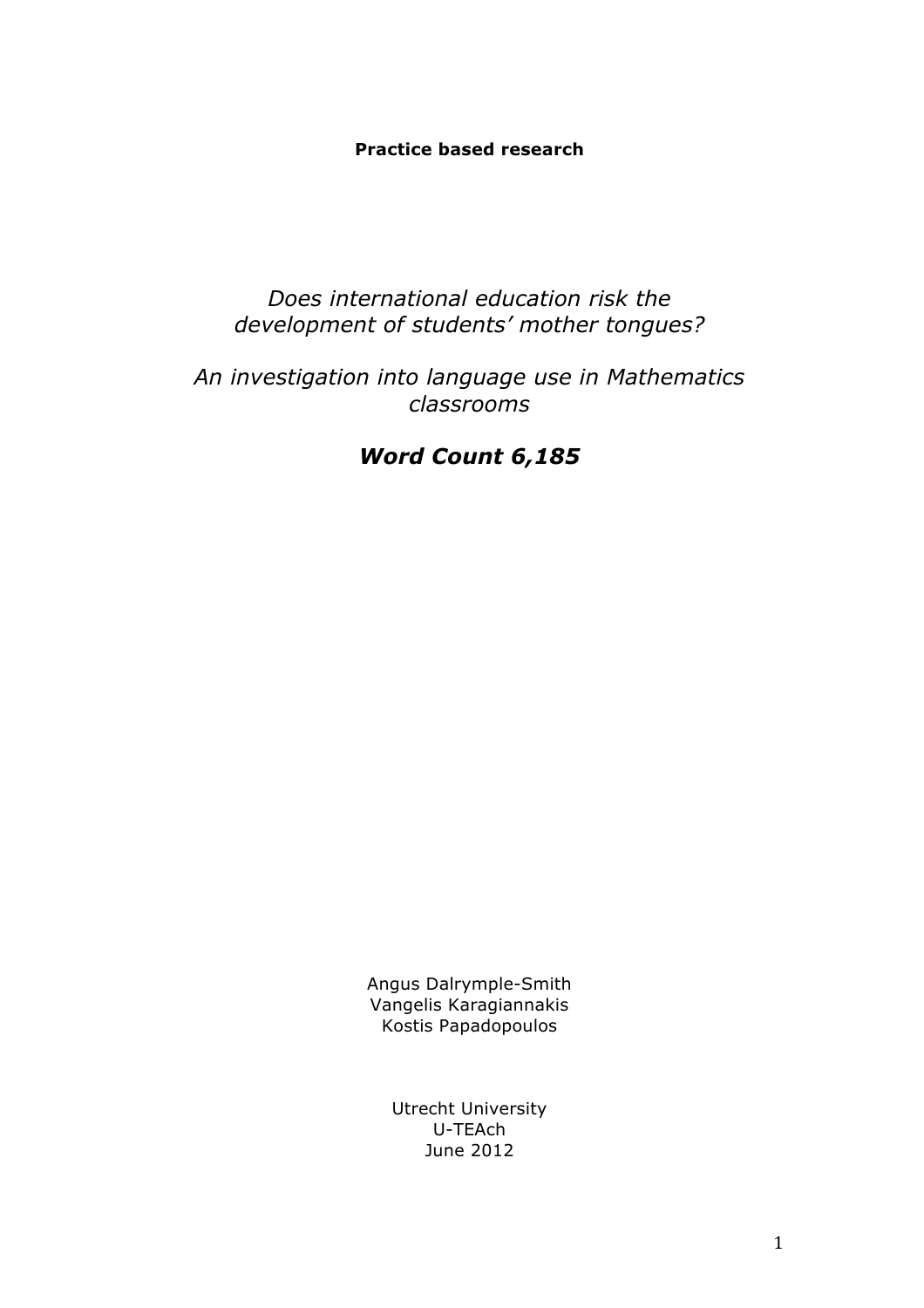**Practice based research**

*Does international education risk the development of students' mother tongues?*

*An investigation into language use in Mathematics classrooms*

***Word Count 6,185***

Angus Dalrymple-Smith
Vangelis Karagiannakis
Kostis Papadopoulos

Utrecht University
U-TEAch
June 2012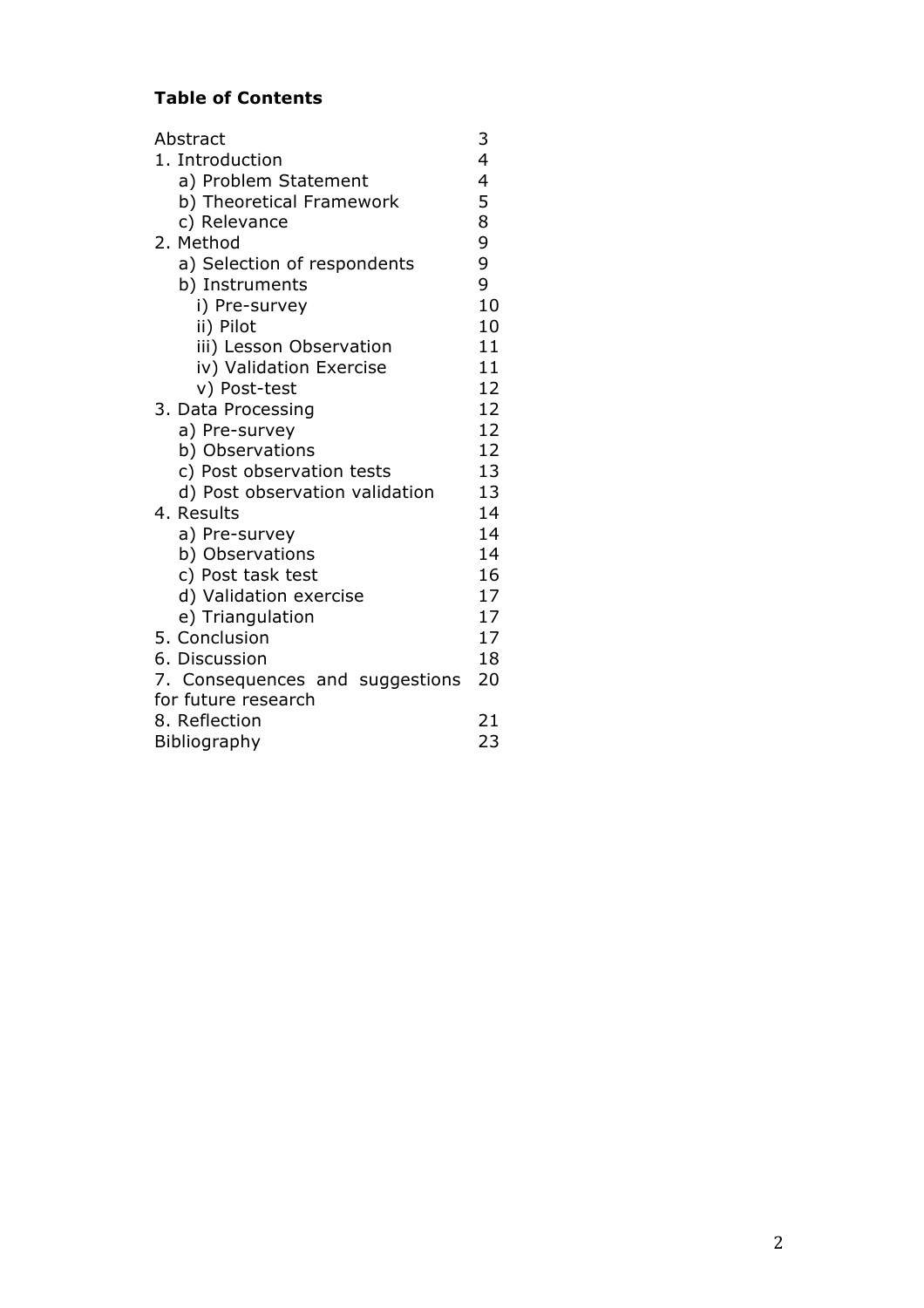**Table of Contents**

| | |
|---|---|
| Abstract | 3 |
| 1. Introduction | 4 |
| a) Problem Statement | 4 |
| b) Theoretical Framework | 5 |
| c) Relevance | 8 |
| 2. Method | 9 |
| a) Selection of respondents | 9 |
| b) Instruments | 9 |
| i) Pre-survey | 10 |
| ii) Pilot | 10 |
| iii) Lesson Observation | 11 |
| iv) Validation Exercise | 11 |
| v) Post-test | 12 |
| 3. Data Processing | 12 |
| a) Pre-survey | 12 |
| b) Observations | 12 |
| c) Post observation tests | 13 |
| d) Post observation validation | 13 |
| 4. Results | 14 |
| a) Pre-survey | 14 |
| b) Observations | 14 |
| c) Post task test | 16 |
| d) Validation exercise | 17 |
| e) Triangulation | 17 |
| 5. Conclusion | 17 |
| 6. Discussion | 18 |
| 7. Consequences and suggestions for future research | 20 |
| 8. Reflection | 21 |
| Bibliography | 23 |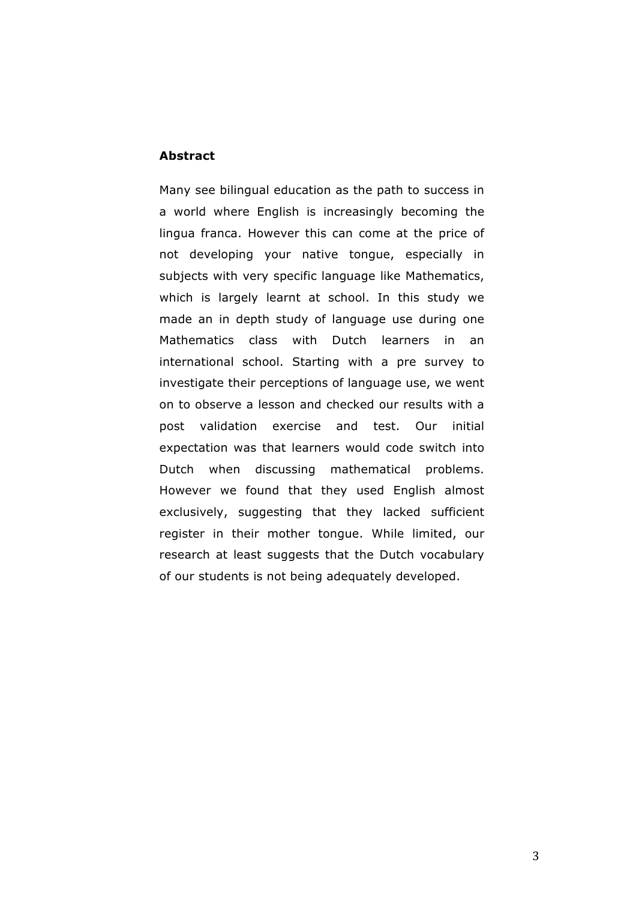**Abstract**

Many see bilingual education as the path to success in a world where English is increasingly becoming the lingua franca. However this can come at the price of not developing your native tongue, especially in subjects with very specific language like Mathematics, which is largely learnt at school. In this study we made an in depth study of language use during one Mathematics class with Dutch learners in an international school. Starting with a pre survey to investigate their perceptions of language use, we went on to observe a lesson and checked our results with a post validation exercise and test. Our initial expectation was that learners would code switch into Dutch when discussing mathematical problems. However we found that they used English almost exclusively, suggesting that they lacked sufficient register in their mother tongue. While limited, our research at least suggests that the Dutch vocabulary of our students is not being adequately developed.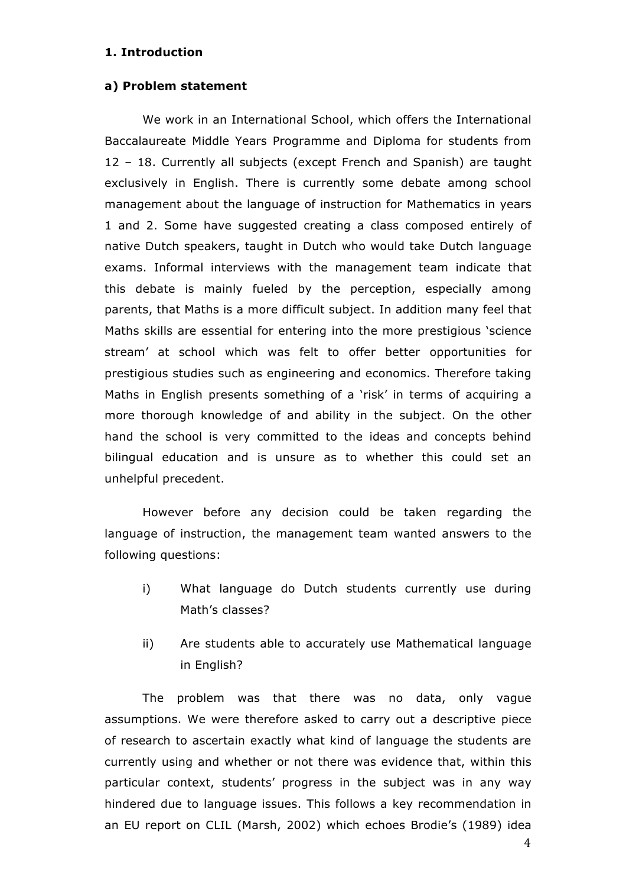## 1. Introduction

### a) Problem statement

We work in an International School, which offers the International Baccalaureate Middle Years Programme and Diploma for students from 12 – 18. Currently all subjects (except French and Spanish) are taught exclusively in English. There is currently some debate among school management about the language of instruction for Mathematics in years 1 and 2. Some have suggested creating a class composed entirely of native Dutch speakers, taught in Dutch who would take Dutch language exams. Informal interviews with the management team indicate that this debate is mainly fueled by the perception, especially among parents, that Maths is a more difficult subject. In addition many feel that Maths skills are essential for entering into the more prestigious 'science stream' at school which was felt to offer better opportunities for prestigious studies such as engineering and economics. Therefore taking Maths in English presents something of a 'risk' in terms of acquiring a more thorough knowledge of and ability in the subject. On the other hand the school is very committed to the ideas and concepts behind bilingual education and is unsure as to whether this could set an unhelpful precedent.

However before any decision could be taken regarding the language of instruction, the management team wanted answers to the following questions:

i) What language do Dutch students currently use during Math's classes?

ii) Are students able to accurately use Mathematical language in English?

The problem was that there was no data, only vague assumptions. We were therefore asked to carry out a descriptive piece of research to ascertain exactly what kind of language the students are currently using and whether or not there was evidence that, within this particular context, students' progress in the subject was in any way hindered due to language issues. This follows a key recommendation in an EU report on CLIL (Marsh, 2002) which echoes Brodie's (1989) idea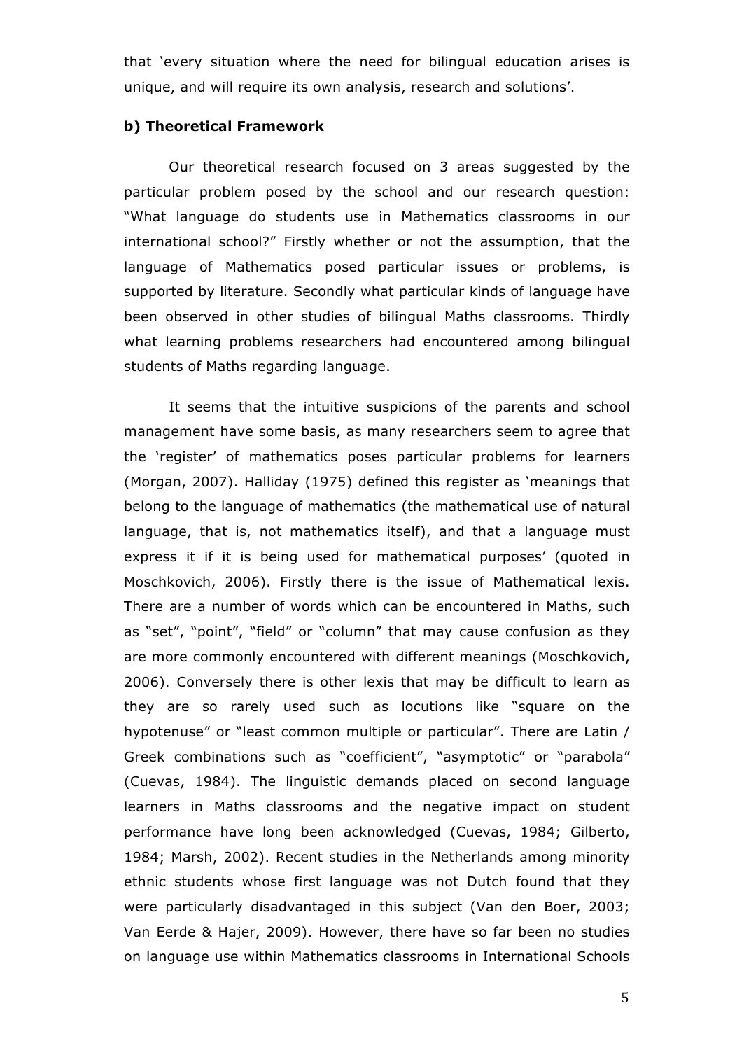that 'every situation where the need for bilingual education arises is unique, and will require its own analysis, research and solutions'.

**b) Theoretical Framework**

Our theoretical research focused on 3 areas suggested by the particular problem posed by the school and our research question: "What language do students use in Mathematics classrooms in our international school?" Firstly whether or not the assumption, that the language of Mathematics posed particular issues or problems, is supported by literature. Secondly what particular kinds of language have been observed in other studies of bilingual Maths classrooms. Thirdly what learning problems researchers had encountered among bilingual students of Maths regarding language.

It seems that the intuitive suspicions of the parents and school management have some basis, as many researchers seem to agree that the 'register' of mathematics poses particular problems for learners (Morgan, 2007). Halliday (1975) defined this register as 'meanings that belong to the language of mathematics (the mathematical use of natural language, that is, not mathematics itself), and that a language must express it if it is being used for mathematical purposes' (quoted in Moschkovich, 2006). Firstly there is the issue of Mathematical lexis. There are a number of words which can be encountered in Maths, such as "set", "point", "field" or "column" that may cause confusion as they are more commonly encountered with different meanings (Moschkovich, 2006). Conversely there is other lexis that may be difficult to learn as they are so rarely used such as locutions like "square on the hypotenuse" or "least common multiple or particular". There are Latin / Greek combinations such as "coefficient", "asymptotic" or "parabola" (Cuevas, 1984). The linguistic demands placed on second language learners in Maths classrooms and the negative impact on student performance have long been acknowledged (Cuevas, 1984; Gilberto, 1984; Marsh, 2002). Recent studies in the Netherlands among minority ethnic students whose first language was not Dutch found that they were particularly disadvantaged in this subject (Van den Boer, 2003; Van Eerde & Hajer, 2009). However, there have so far been no studies on language use within Mathematics classrooms in International Schools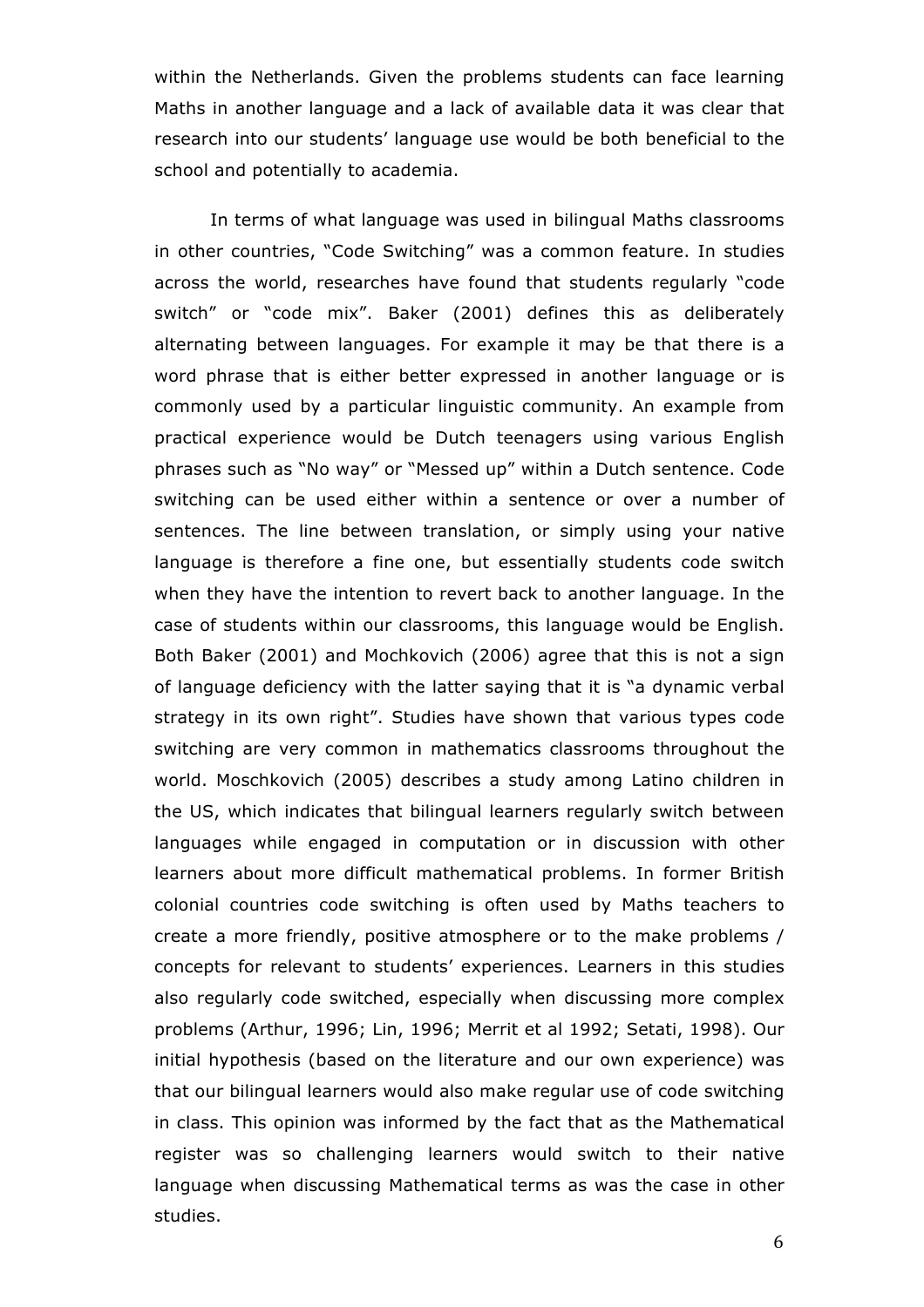within the Netherlands. Given the problems students can face learning Maths in another language and a lack of available data it was clear that research into our students' language use would be both beneficial to the school and potentially to academia.

In terms of what language was used in bilingual Maths classrooms in other countries, "Code Switching" was a common feature. In studies across the world, researches have found that students regularly "code switch" or "code mix". Baker (2001) defines this as deliberately alternating between languages. For example it may be that there is a word phrase that is either better expressed in another language or is commonly used by a particular linguistic community. An example from practical experience would be Dutch teenagers using various English phrases such as "No way" or "Messed up" within a Dutch sentence. Code switching can be used either within a sentence or over a number of sentences. The line between translation, or simply using your native language is therefore a fine one, but essentially students code switch when they have the intention to revert back to another language. In the case of students within our classrooms, this language would be English. Both Baker (2001) and Mochkovich (2006) agree that this is not a sign of language deficiency with the latter saying that it is "a dynamic verbal strategy in its own right". Studies have shown that various types code switching are very common in mathematics classrooms throughout the world. Moschkovich (2005) describes a study among Latino children in the US, which indicates that bilingual learners regularly switch between languages while engaged in computation or in discussion with other learners about more difficult mathematical problems. In former British colonial countries code switching is often used by Maths teachers to create a more friendly, positive atmosphere or to the make problems / concepts for relevant to students' experiences. Learners in this studies also regularly code switched, especially when discussing more complex problems (Arthur, 1996; Lin, 1996; Merrit et al 1992; Setati, 1998). Our initial hypothesis (based on the literature and our own experience) was that our bilingual learners would also make regular use of code switching in class. This opinion was informed by the fact that as the Mathematical register was so challenging learners would switch to their native language when discussing Mathematical terms as was the case in other studies.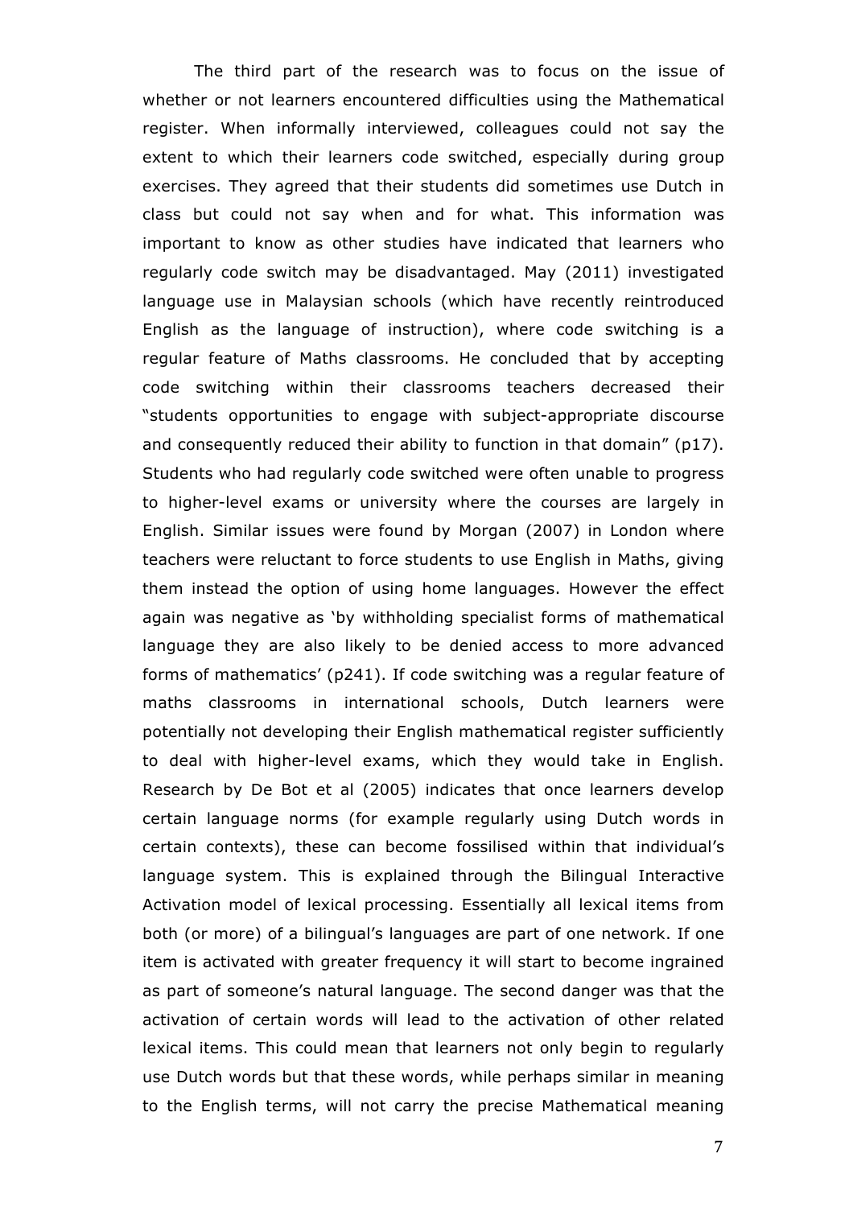The third part of the research was to focus on the issue of whether or not learners encountered difficulties using the Mathematical register. When informally interviewed, colleagues could not say the extent to which their learners code switched, especially during group exercises. They agreed that their students did sometimes use Dutch in class but could not say when and for what. This information was important to know as other studies have indicated that learners who regularly code switch may be disadvantaged. May (2011) investigated language use in Malaysian schools (which have recently reintroduced English as the language of instruction), where code switching is a regular feature of Maths classrooms. He concluded that by accepting code switching within their classrooms teachers decreased their "students opportunities to engage with subject-appropriate discourse and consequently reduced their ability to function in that domain" (p17). Students who had regularly code switched were often unable to progress to higher-level exams or university where the courses are largely in English. Similar issues were found by Morgan (2007) in London where teachers were reluctant to force students to use English in Maths, giving them instead the option of using home languages. However the effect again was negative as 'by withholding specialist forms of mathematical language they are also likely to be denied access to more advanced forms of mathematics' (p241). If code switching was a regular feature of maths classrooms in international schools, Dutch learners were potentially not developing their English mathematical register sufficiently to deal with higher-level exams, which they would take in English. Research by De Bot et al (2005) indicates that once learners develop certain language norms (for example regularly using Dutch words in certain contexts), these can become fossilised within that individual's language system. This is explained through the Bilingual Interactive Activation model of lexical processing. Essentially all lexical items from both (or more) of a bilingual's languages are part of one network. If one item is activated with greater frequency it will start to become ingrained as part of someone's natural language. The second danger was that the activation of certain words will lead to the activation of other related lexical items. This could mean that learners not only begin to regularly use Dutch words but that these words, while perhaps similar in meaning to the English terms, will not carry the precise Mathematical meaning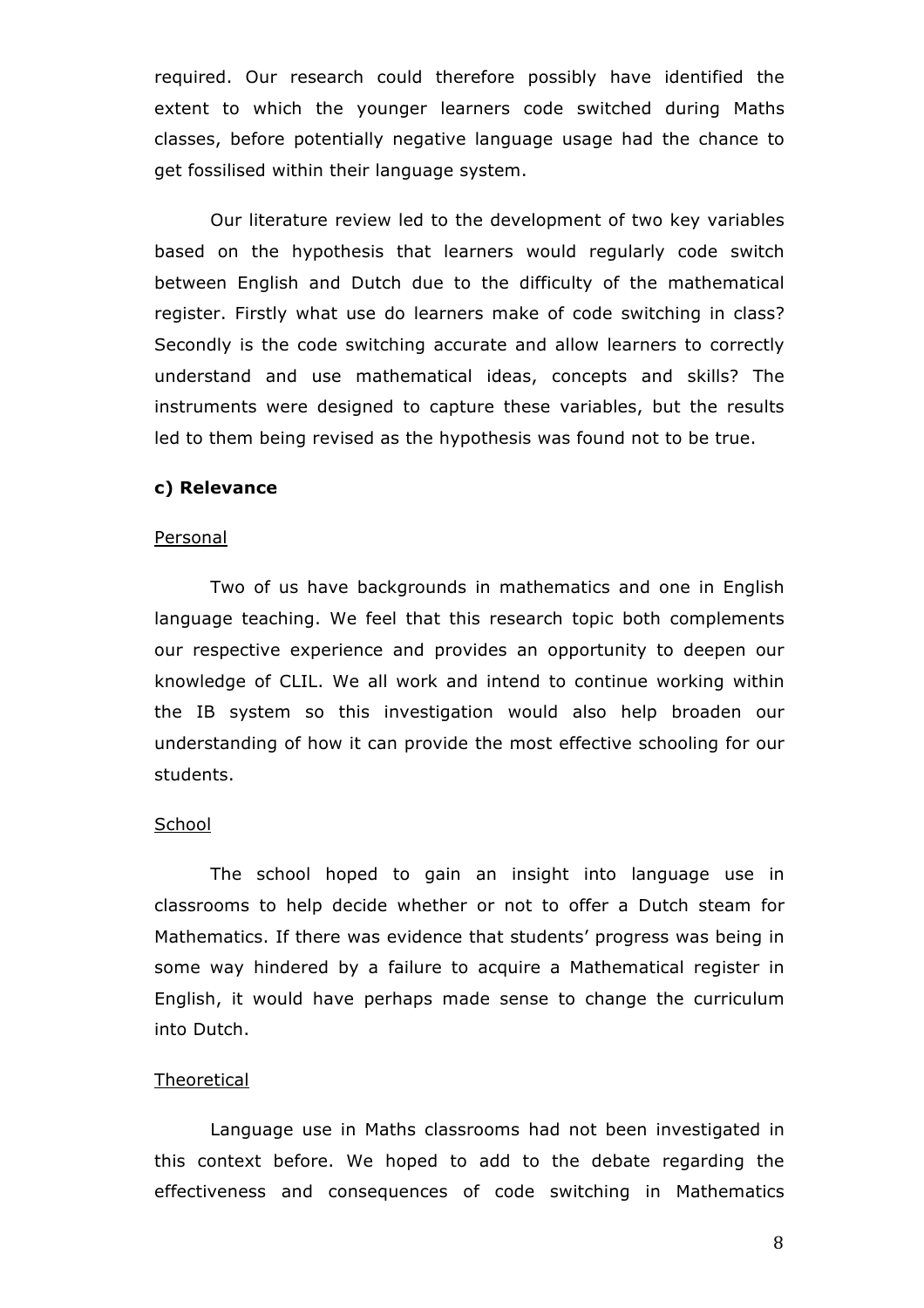required. Our research could therefore possibly have identified the extent to which the younger learners code switched during Maths classes, before potentially negative language usage had the chance to get fossilised within their language system.

Our literature review led to the development of two key variables based on the hypothesis that learners would regularly code switch between English and Dutch due to the difficulty of the mathematical register. Firstly what use do learners make of code switching in class? Secondly is the code switching accurate and allow learners to correctly understand and use mathematical ideas, concepts and skills? The instruments were designed to capture these variables, but the results led to them being revised as the hypothesis was found not to be true.

**c) Relevance**

Personal

Two of us have backgrounds in mathematics and one in English language teaching. We feel that this research topic both complements our respective experience and provides an opportunity to deepen our knowledge of CLIL. We all work and intend to continue working within the IB system so this investigation would also help broaden our understanding of how it can provide the most effective schooling for our students.

School

The school hoped to gain an insight into language use in classrooms to help decide whether or not to offer a Dutch steam for Mathematics. If there was evidence that students' progress was being in some way hindered by a failure to acquire a Mathematical register in English, it would have perhaps made sense to change the curriculum into Dutch.

Theoretical

Language use in Maths classrooms had not been investigated in this context before. We hoped to add to the debate regarding the effectiveness and consequences of code switching in Mathematics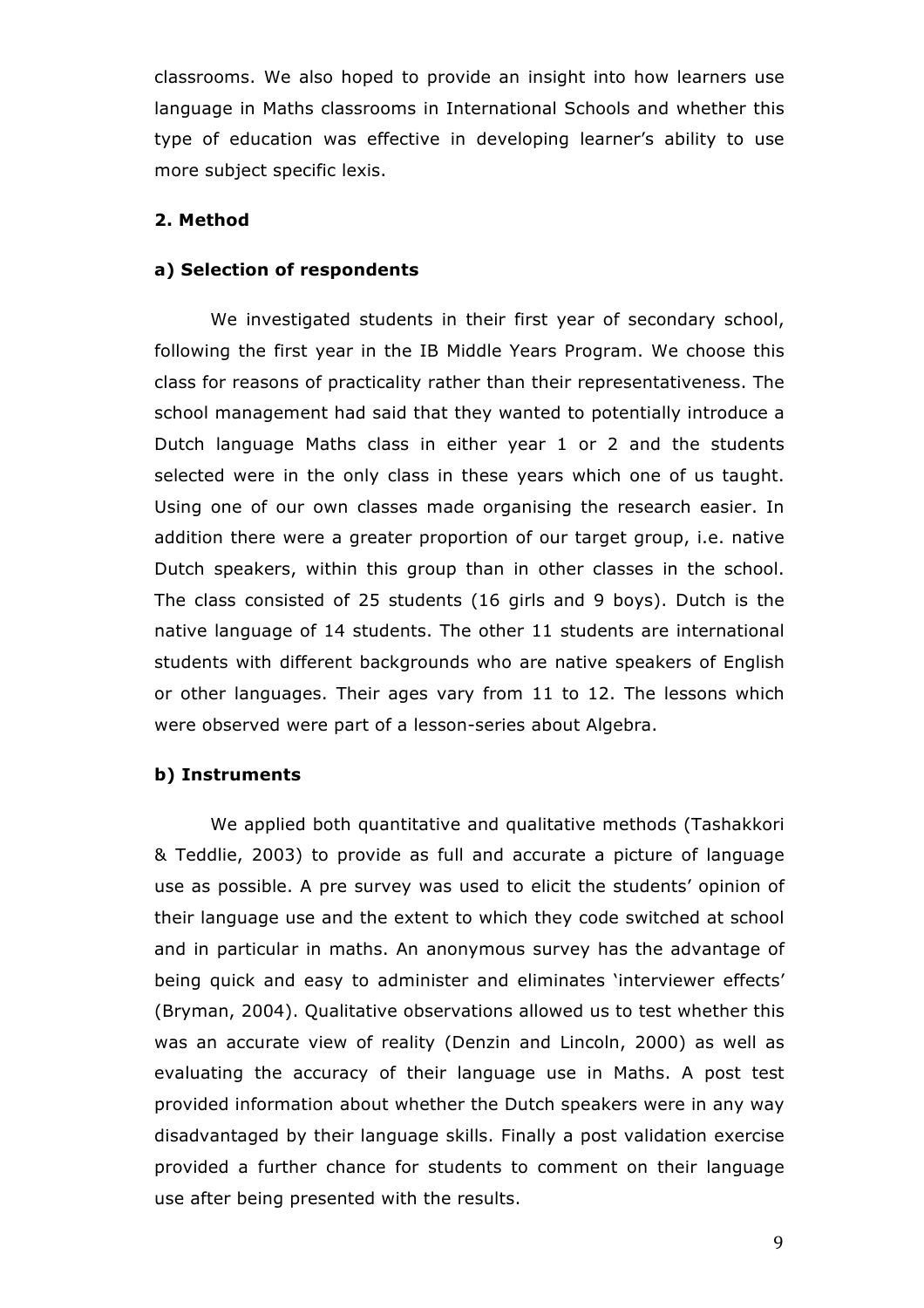classrooms. We also hoped to provide an insight into how learners use language in Maths classrooms in International Schools and whether this type of education was effective in developing learner's ability to use more subject specific lexis.

## 2. Method

### a) Selection of respondents

We investigated students in their first year of secondary school, following the first year in the IB Middle Years Program. We choose this class for reasons of practicality rather than their representativeness. The school management had said that they wanted to potentially introduce a Dutch language Maths class in either year 1 or 2 and the students selected were in the only class in these years which one of us taught. Using one of our own classes made organising the research easier. In addition there were a greater proportion of our target group, i.e. native Dutch speakers, within this group than in other classes in the school. The class consisted of 25 students (16 girls and 9 boys). Dutch is the native language of 14 students. The other 11 students are international students with different backgrounds who are native speakers of English or other languages. Their ages vary from 11 to 12. The lessons which were observed were part of a lesson-series about Algebra.

### b) Instruments

We applied both quantitative and qualitative methods (Tashakkori & Teddlie, 2003) to provide as full and accurate a picture of language use as possible. A pre survey was used to elicit the students' opinion of their language use and the extent to which they code switched at school and in particular in maths. An anonymous survey has the advantage of being quick and easy to administer and eliminates 'interviewer effects' (Bryman, 2004). Qualitative observations allowed us to test whether this was an accurate view of reality (Denzin and Lincoln, 2000) as well as evaluating the accuracy of their language use in Maths. A post test provided information about whether the Dutch speakers were in any way disadvantaged by their language skills. Finally a post validation exercise provided a further chance for students to comment on their language use after being presented with the results.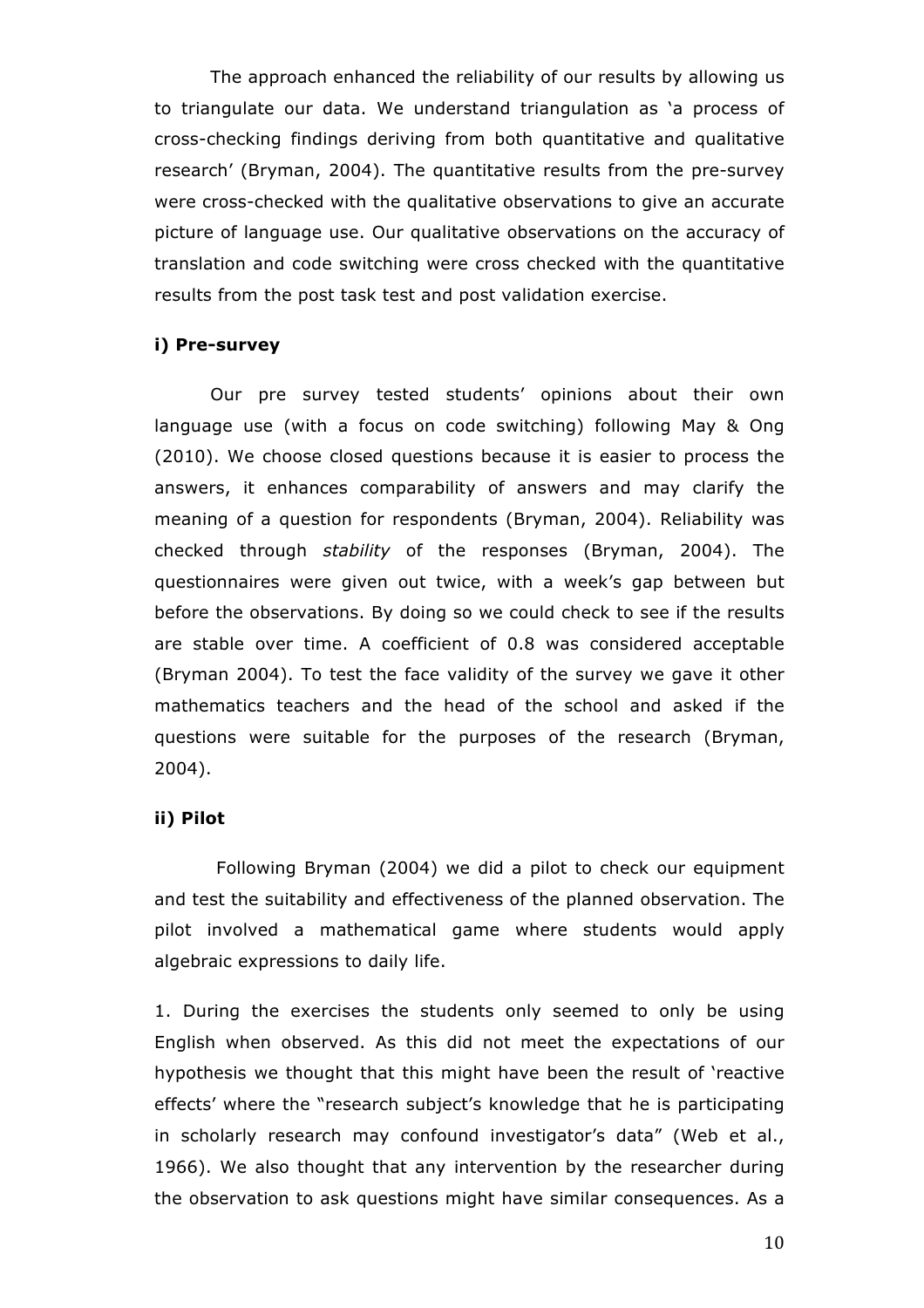The approach enhanced the reliability of our results by allowing us to triangulate our data. We understand triangulation as 'a process of cross-checking findings deriving from both quantitative and qualitative research' (Bryman, 2004). The quantitative results from the pre-survey were cross-checked with the qualitative observations to give an accurate picture of language use. Our qualitative observations on the accuracy of translation and code switching were cross checked with the quantitative results from the post task test and post validation exercise.

**i) Pre-survey**

Our pre survey tested students' opinions about their own language use (with a focus on code switching) following May & Ong (2010). We choose closed questions because it is easier to process the answers, it enhances comparability of answers and may clarify the meaning of a question for respondents (Bryman, 2004). Reliability was checked through *stability* of the responses (Bryman, 2004). The questionnaires were given out twice, with a week's gap between but before the observations. By doing so we could check to see if the results are stable over time. A coefficient of 0.8 was considered acceptable (Bryman 2004). To test the face validity of the survey we gave it other mathematics teachers and the head of the school and asked if the questions were suitable for the purposes of the research (Bryman, 2004).

**ii) Pilot**

Following Bryman (2004) we did a pilot to check our equipment and test the suitability and effectiveness of the planned observation. The pilot involved a mathematical game where students would apply algebraic expressions to daily life.

1. During the exercises the students only seemed to only be using English when observed. As this did not meet the expectations of our hypothesis we thought that this might have been the result of 'reactive effects' where the "research subject's knowledge that he is participating in scholarly research may confound investigator's data" (Web et al., 1966). We also thought that any intervention by the researcher during the observation to ask questions might have similar consequences. As a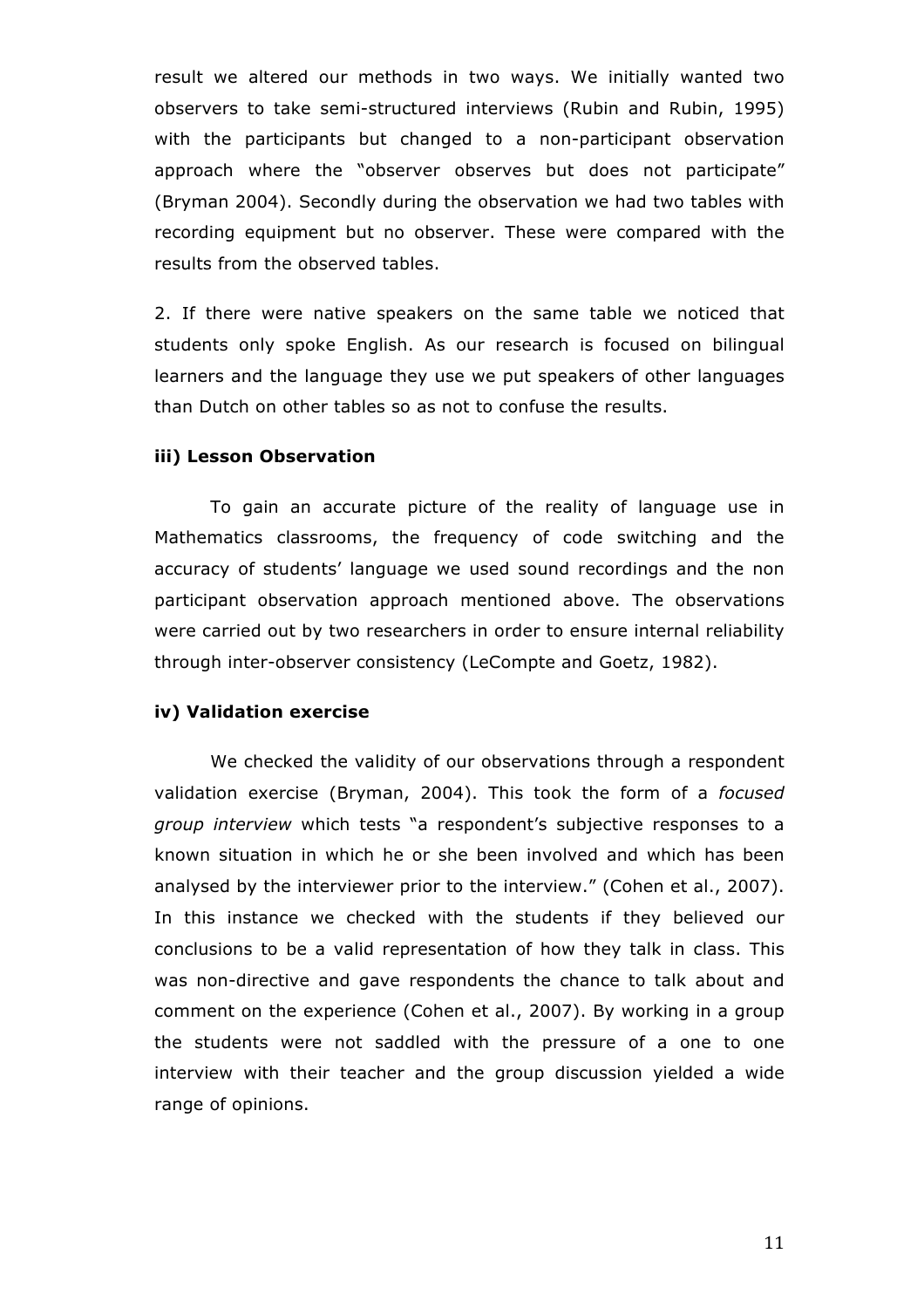result we altered our methods in two ways. We initially wanted two observers to take semi-structured interviews (Rubin and Rubin, 1995) with the participants but changed to a non-participant observation approach where the "observer observes but does not participate" (Bryman 2004). Secondly during the observation we had two tables with recording equipment but no observer. These were compared with the results from the observed tables.

2. If there were native speakers on the same table we noticed that students only spoke English. As our research is focused on bilingual learners and the language they use we put speakers of other languages than Dutch on other tables so as not to confuse the results.

### iii) Lesson Observation

To gain an accurate picture of the reality of language use in Mathematics classrooms, the frequency of code switching and the accuracy of students' language we used sound recordings and the non participant observation approach mentioned above. The observations were carried out by two researchers in order to ensure internal reliability through inter-observer consistency (LeCompte and Goetz, 1982).

### iv) Validation exercise

We checked the validity of our observations through a respondent validation exercise (Bryman, 2004). This took the form of a *focused group interview* which tests "a respondent's subjective responses to a known situation in which he or she been involved and which has been analysed by the interviewer prior to the interview." (Cohen et al., 2007). In this instance we checked with the students if they believed our conclusions to be a valid representation of how they talk in class. This was non-directive and gave respondents the chance to talk about and comment on the experience (Cohen et al., 2007). By working in a group the students were not saddled with the pressure of a one to one interview with their teacher and the group discussion yielded a wide range of opinions.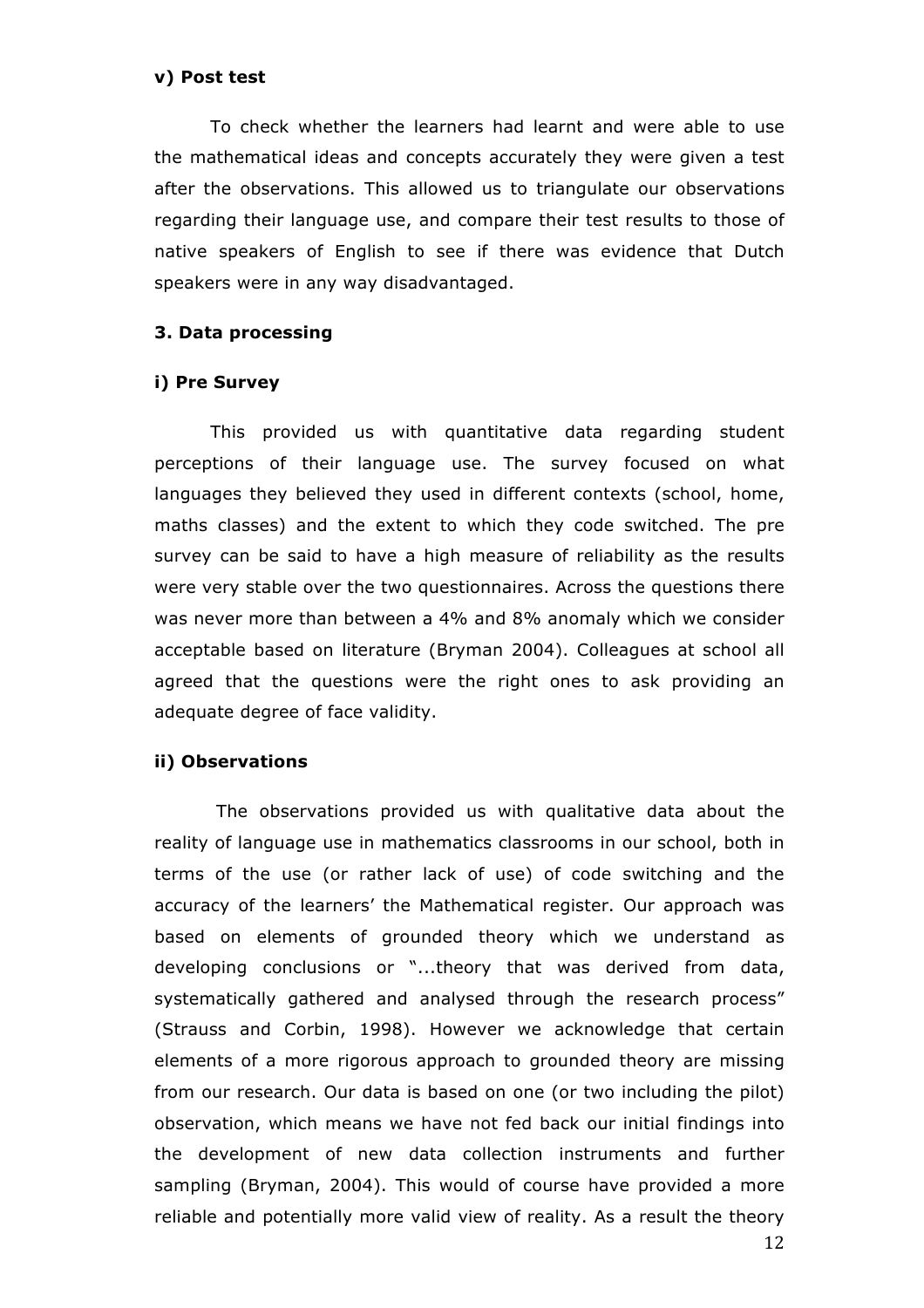#### v) Post test

To check whether the learners had learnt and were able to use the mathematical ideas and concepts accurately they were given a test after the observations. This allowed us to triangulate our observations regarding their language use, and compare their test results to those of native speakers of English to see if there was evidence that Dutch speakers were in any way disadvantaged.

### 3. Data processing

#### i) Pre Survey

This provided us with quantitative data regarding student perceptions of their language use. The survey focused on what languages they believed they used in different contexts (school, home, maths classes) and the extent to which they code switched. The pre survey can be said to have a high measure of reliability as the results were very stable over the two questionnaires. Across the questions there was never more than between a 4% and 8% anomaly which we consider acceptable based on literature (Bryman 2004). Colleagues at school all agreed that the questions were the right ones to ask providing an adequate degree of face validity.

#### ii) Observations

The observations provided us with qualitative data about the reality of language use in mathematics classrooms in our school, both in terms of the use (or rather lack of use) of code switching and the accuracy of the learners' the Mathematical register. Our approach was based on elements of grounded theory which we understand as developing conclusions or "...theory that was derived from data, systematically gathered and analysed through the research process" (Strauss and Corbin, 1998). However we acknowledge that certain elements of a more rigorous approach to grounded theory are missing from our research. Our data is based on one (or two including the pilot) observation, which means we have not fed back our initial findings into the development of new data collection instruments and further sampling (Bryman, 2004). This would of course have provided a more reliable and potentially more valid view of reality. As a result the theory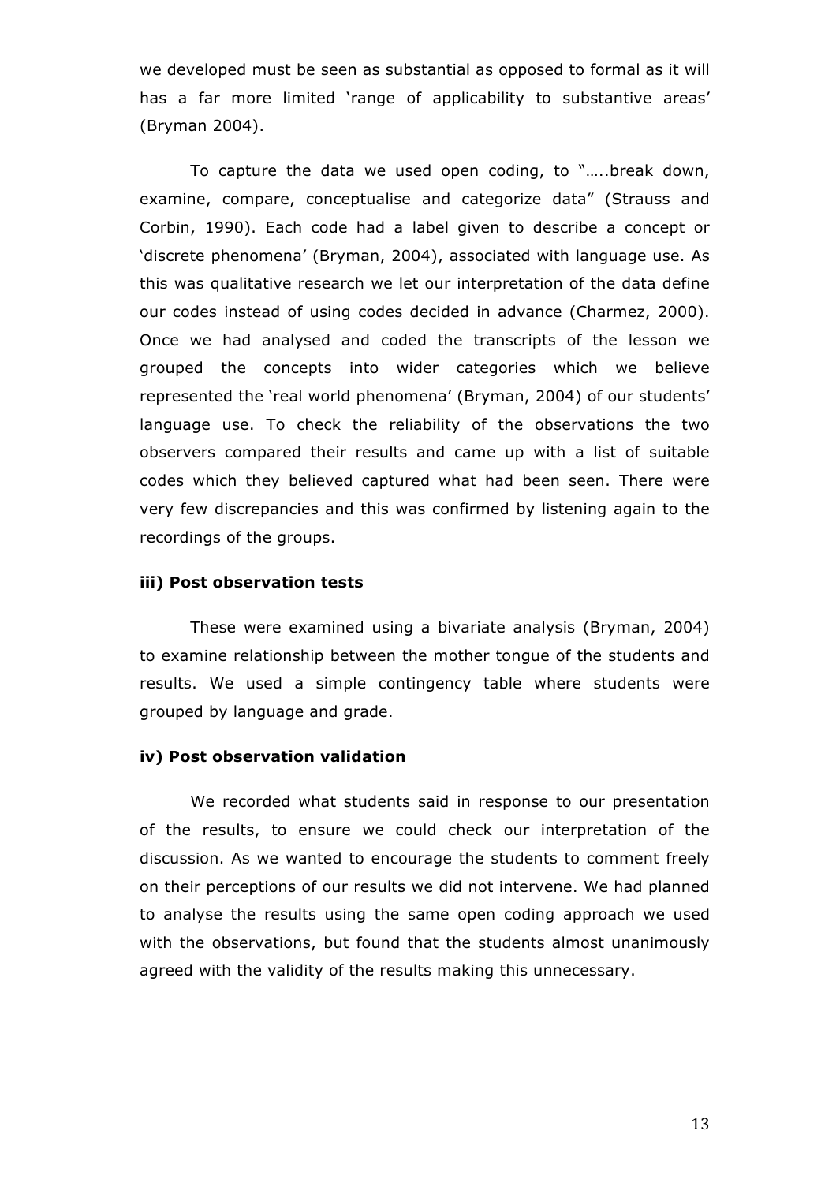we developed must be seen as substantial as opposed to formal as it will has a far more limited 'range of applicability to substantive areas' (Bryman 2004).

To capture the data we used open coding, to "…..break down, examine, compare, conceptualise and categorize data" (Strauss and Corbin, 1990). Each code had a label given to describe a concept or 'discrete phenomena' (Bryman, 2004), associated with language use. As this was qualitative research we let our interpretation of the data define our codes instead of using codes decided in advance (Charmez, 2000). Once we had analysed and coded the transcripts of the lesson we grouped the concepts into wider categories which we believe represented the 'real world phenomena' (Bryman, 2004) of our students' language use. To check the reliability of the observations the two observers compared their results and came up with a list of suitable codes which they believed captured what had been seen. There were very few discrepancies and this was confirmed by listening again to the recordings of the groups.

**iii) Post observation tests**

These were examined using a bivariate analysis (Bryman, 2004) to examine relationship between the mother tongue of the students and results. We used a simple contingency table where students were grouped by language and grade.

**iv) Post observation validation**

We recorded what students said in response to our presentation of the results, to ensure we could check our interpretation of the discussion. As we wanted to encourage the students to comment freely on their perceptions of our results we did not intervene. We had planned to analyse the results using the same open coding approach we used with the observations, but found that the students almost unanimously agreed with the validity of the results making this unnecessary.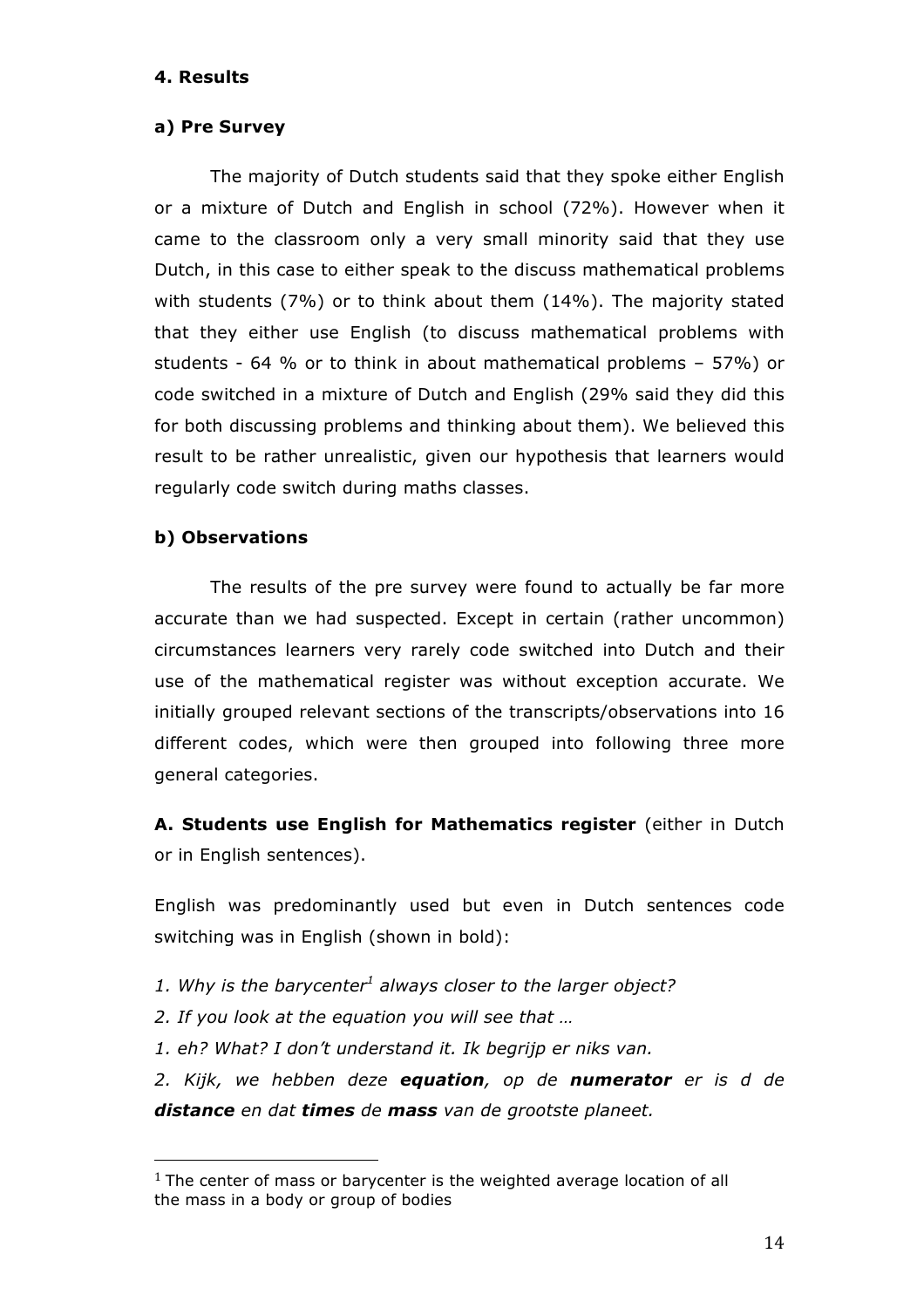## 4. Results

### a) Pre Survey

The majority of Dutch students said that they spoke either English or a mixture of Dutch and English in school (72%). However when it came to the classroom only a very small minority said that they use Dutch, in this case to either speak to the discuss mathematical problems with students (7%) or to think about them (14%). The majority stated that they either use English (to discuss mathematical problems with students - 64 % or to think in about mathematical problems – 57%) or code switched in a mixture of Dutch and English (29% said they did this for both discussing problems and thinking about them). We believed this result to be rather unrealistic, given our hypothesis that learners would regularly code switch during maths classes.

### b) Observations

The results of the pre survey were found to actually be far more accurate than we had suspected. Except in certain (rather uncommon) circumstances learners very rarely code switched into Dutch and their use of the mathematical register was without exception accurate. We initially grouped relevant sections of the transcripts/observations into 16 different codes, which were then grouped into following three more general categories.

**A. Students use English for Mathematics register** (either in Dutch or in English sentences).

English was predominantly used but even in Dutch sentences code switching was in English (shown in bold):

*1. Why is the barycenter[1] always closer to the larger object?*

*2. If you look at the equation you will see that …*

*1. eh? What? I don't understand it. Ik begrijp er niks van.*

*2. Kijk, we hebben deze **equation**, op de **numerator** er is d de **distance** en dat **times** de **mass** van de grootste planeet.*

[1] The center of mass or barycenter is the weighted average location of all the mass in a body or group of bodies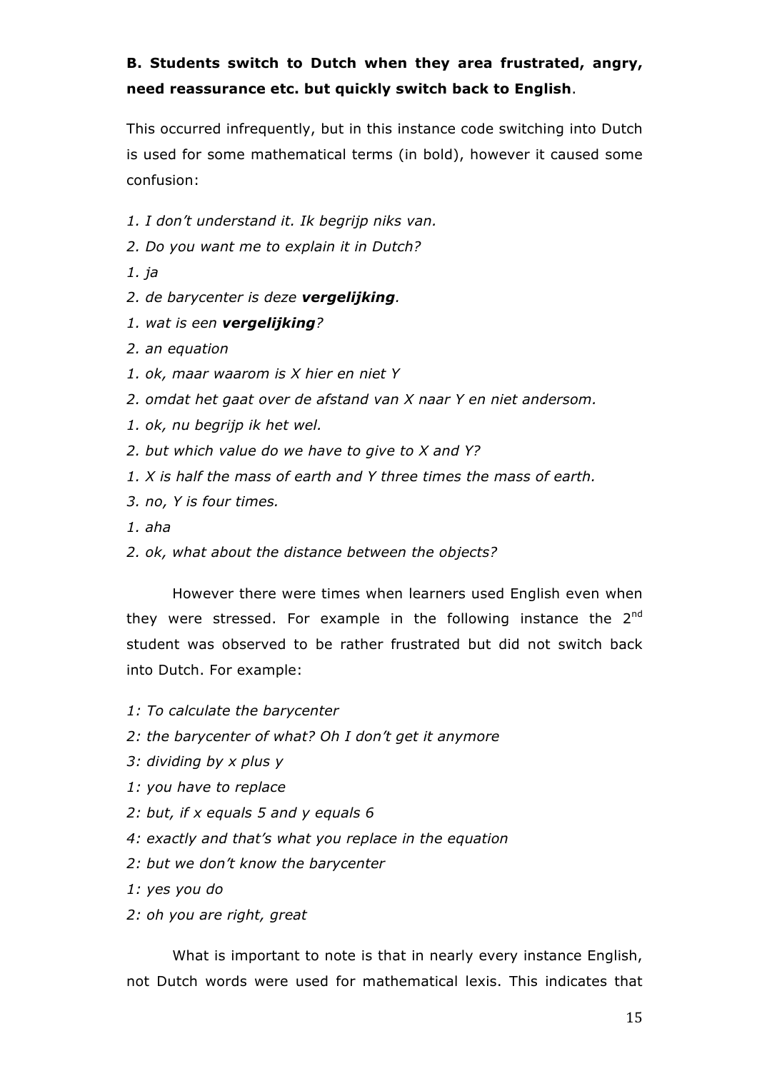**B. Students switch to Dutch when they area frustrated, angry, need reassurance etc. but quickly switch back to English**.

This occurred infrequently, but in this instance code switching into Dutch is used for some mathematical terms (in bold), however it caused some confusion:

*1. I don't understand it. Ik begrijp niks van.*

*2. Do you want me to explain it in Dutch?*

*1. ja*

*2. de barycenter is deze **vergelijking**.*

*1. wat is een **vergelijking**?*

*2. an equation*

*1. ok, maar waarom is X hier en niet Y*

*2. omdat het gaat over de afstand van X naar Y en niet andersom.*

*1. ok, nu begrijp ik het wel.*

*2. but which value do we have to give to X and Y?*

*1. X is half the mass of earth and Y three times the mass of earth.*

*3. no, Y is four times.*

*1. aha*

*2. ok, what about the distance between the objects?*

However there were times when learners used English even when they were stressed. For example in the following instance the 2nd student was observed to be rather frustrated but did not switch back into Dutch. For example:

*1: To calculate the barycenter*

*2: the barycenter of what? Oh I don't get it anymore*

*3: dividing by x plus y*

*1: you have to replace*

*2: but, if x equals 5 and y equals 6*

*4: exactly and that's what you replace in the equation*

*2: but we don't know the barycenter*

*1: yes you do*

*2: oh you are right, great*

What is important to note is that in nearly every instance English, not Dutch words were used for mathematical lexis. This indicates that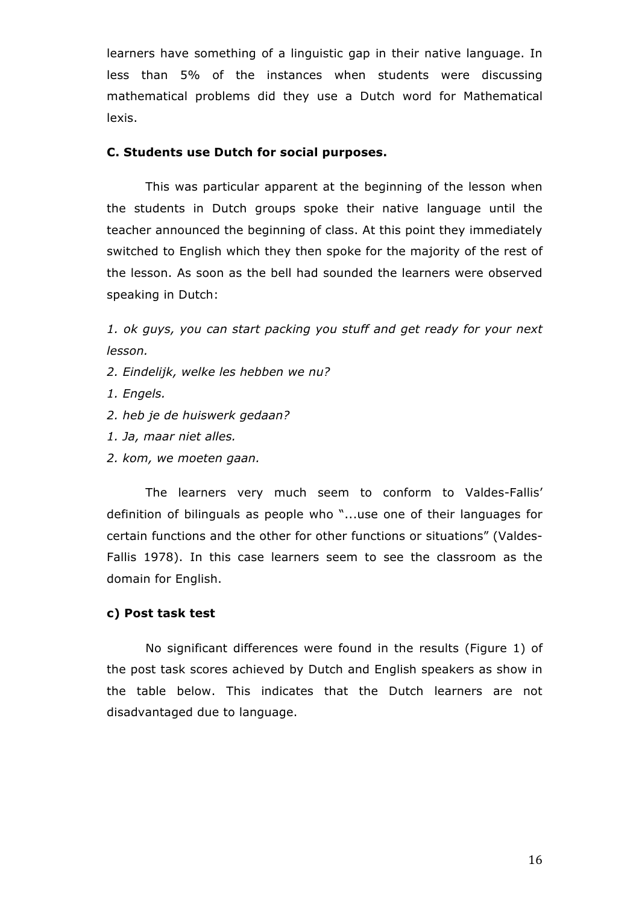learners have something of a linguistic gap in their native language. In less than 5% of the instances when students were discussing mathematical problems did they use a Dutch word for Mathematical lexis.

### C. Students use Dutch for social purposes.

This was particular apparent at the beginning of the lesson when the students in Dutch groups spoke their native language until the teacher announced the beginning of class. At this point they immediately switched to English which they then spoke for the majority of the rest of the lesson. As soon as the bell had sounded the learners were observed speaking in Dutch:

*1. ok guys, you can start packing you stuff and get ready for your next lesson.*

*2. Eindelijk, welke les hebben we nu?*

*1. Engels.*

*2. heb je de huiswerk gedaan?*

*1. Ja, maar niet alles.*

*2. kom, we moeten gaan.*

The learners very much seem to conform to Valdes-Fallis' definition of bilinguals as people who "...use one of their languages for certain functions and the other for other functions or situations" (Valdes-Fallis 1978). In this case learners seem to see the classroom as the domain for English.

### c) Post task test

No significant differences were found in the results (Figure 1) of the post task scores achieved by Dutch and English speakers as show in the table below. This indicates that the Dutch learners are not disadvantaged due to language.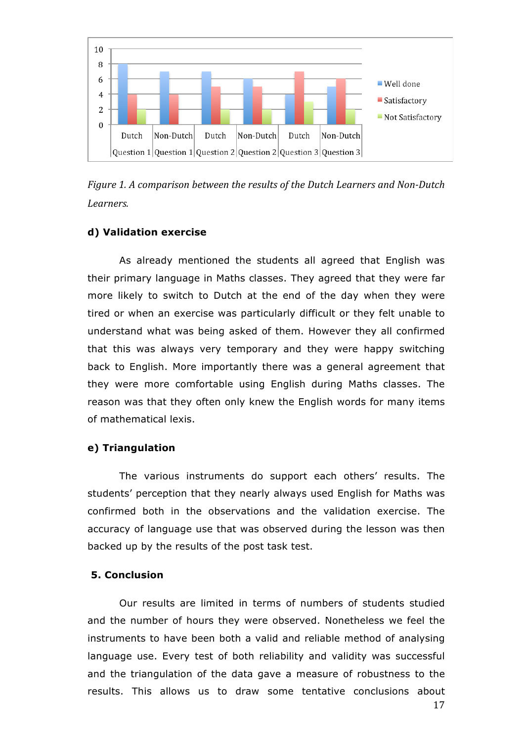*Figure 1. A comparison between the results of the Dutch Learners and Non-Dutch Learners.*

### d) Validation exercise

As already mentioned the students all agreed that English was their primary language in Maths classes. They agreed that they were far more likely to switch to Dutch at the end of the day when they were tired or when an exercise was particularly difficult or they felt unable to understand what was being asked of them. However they all confirmed that this was always very temporary and they were happy switching back to English. More importantly there was a general agreement that they were more comfortable using English during Maths classes. The reason was that they often only knew the English words for many items of mathematical lexis.

### e) Triangulation

The various instruments do support each others' results. The students' perception that they nearly always used English for Maths was confirmed both in the observations and the validation exercise. The accuracy of language use that was observed during the lesson was then backed up by the results of the post task test.

## 5. Conclusion

Our results are limited in terms of numbers of students studied and the number of hours they were observed. Nonetheless we feel the instruments to have been both a valid and reliable method of analysing language use. Every test of both reliability and validity was successful and the triangulation of the data gave a measure of robustness to the results. This allows us to draw some tentative conclusions about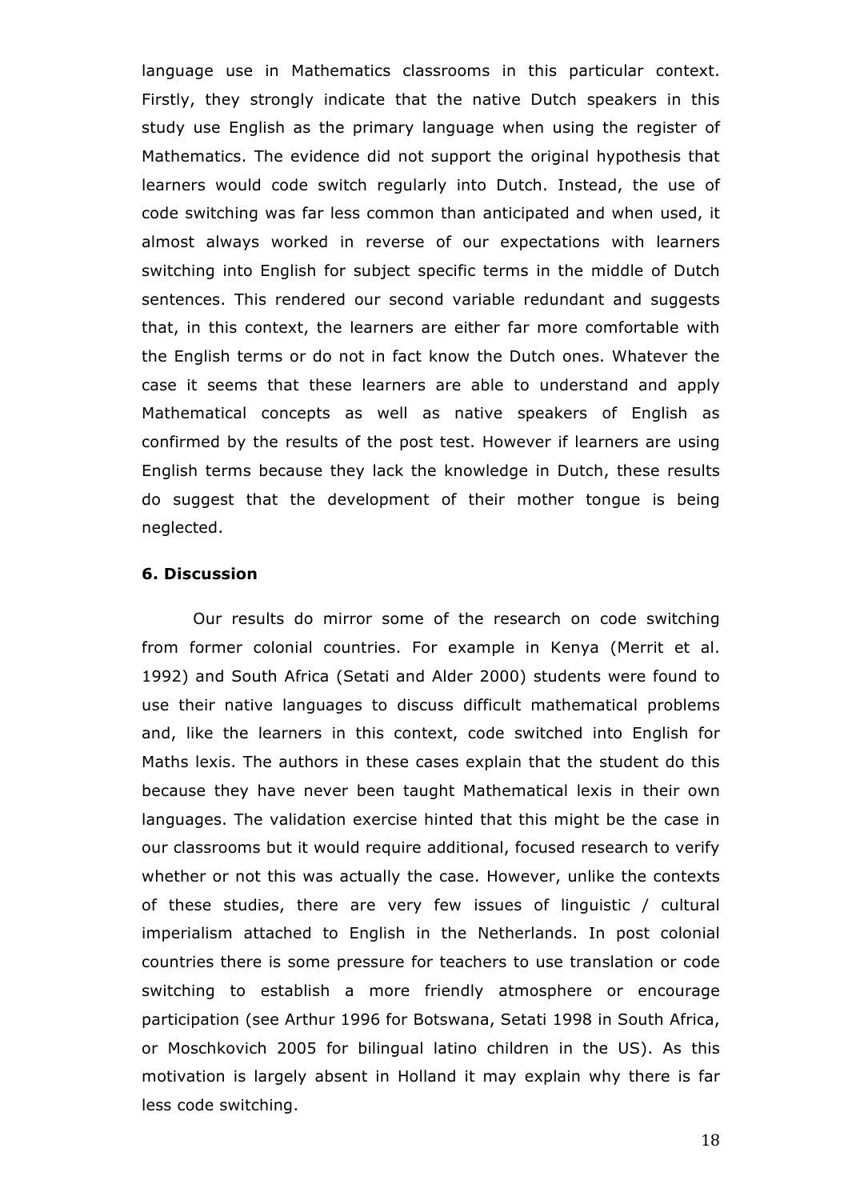language use in Mathematics classrooms in this particular context. Firstly, they strongly indicate that the native Dutch speakers in this study use English as the primary language when using the register of Mathematics. The evidence did not support the original hypothesis that learners would code switch regularly into Dutch. Instead, the use of code switching was far less common than anticipated and when used, it almost always worked in reverse of our expectations with learners switching into English for subject specific terms in the middle of Dutch sentences. This rendered our second variable redundant and suggests that, in this context, the learners are either far more comfortable with the English terms or do not in fact know the Dutch ones. Whatever the case it seems that these learners are able to understand and apply Mathematical concepts as well as native speakers of English as confirmed by the results of the post test. However if learners are using English terms because they lack the knowledge in Dutch, these results do suggest that the development of their mother tongue is being neglected.

### 6. Discussion

Our results do mirror some of the research on code switching from former colonial countries. For example in Kenya (Merrit et al. 1992) and South Africa (Setati and Alder 2000) students were found to use their native languages to discuss difficult mathematical problems and, like the learners in this context, code switched into English for Maths lexis. The authors in these cases explain that the student do this because they have never been taught Mathematical lexis in their own languages. The validation exercise hinted that this might be the case in our classrooms but it would require additional, focused research to verify whether or not this was actually the case. However, unlike the contexts of these studies, there are very few issues of linguistic / cultural imperialism attached to English in the Netherlands. In post colonial countries there is some pressure for teachers to use translation or code switching to establish a more friendly atmosphere or encourage participation (see Arthur 1996 for Botswana, Setati 1998 in South Africa, or Moschkovich 2005 for bilingual latino children in the US). As this motivation is largely absent in Holland it may explain why there is far less code switching.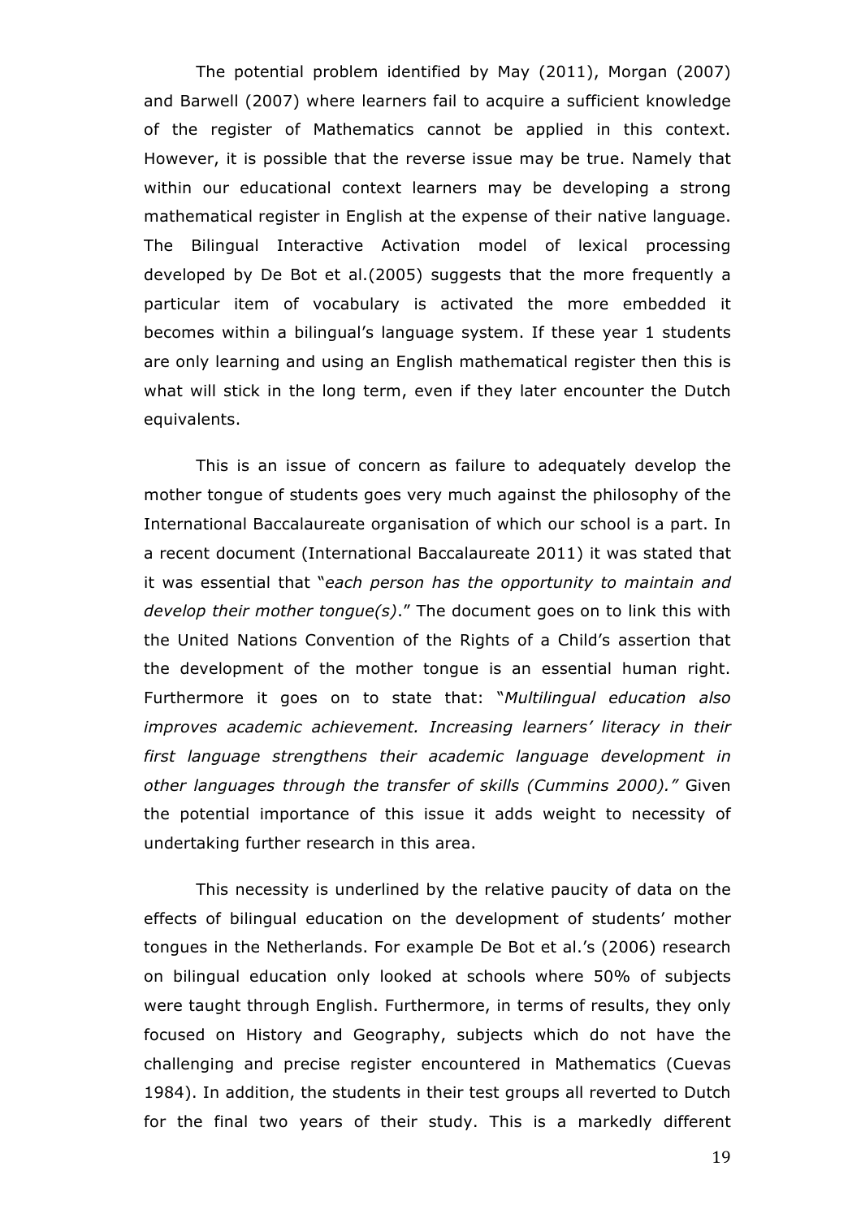The potential problem identified by May (2011), Morgan (2007) and Barwell (2007) where learners fail to acquire a sufficient knowledge of the register of Mathematics cannot be applied in this context. However, it is possible that the reverse issue may be true. Namely that within our educational context learners may be developing a strong mathematical register in English at the expense of their native language. The Bilingual Interactive Activation model of lexical processing developed by De Bot et al.(2005) suggests that the more frequently a particular item of vocabulary is activated the more embedded it becomes within a bilingual's language system. If these year 1 students are only learning and using an English mathematical register then this is what will stick in the long term, even if they later encounter the Dutch equivalents.

This is an issue of concern as failure to adequately develop the mother tongue of students goes very much against the philosophy of the International Baccalaureate organisation of which our school is a part. In a recent document (International Baccalaureate 2011) it was stated that it was essential that "*each person has the opportunity to maintain and develop their mother tongue(s)*." The document goes on to link this with the United Nations Convention of the Rights of a Child's assertion that the development of the mother tongue is an essential human right. Furthermore it goes on to state that: "*Multilingual education also improves academic achievement. Increasing learners' literacy in their first language strengthens their academic language development in other languages through the transfer of skills (Cummins 2000).*" Given the potential importance of this issue it adds weight to necessity of undertaking further research in this area.

This necessity is underlined by the relative paucity of data on the effects of bilingual education on the development of students' mother tongues in the Netherlands. For example De Bot et al.'s (2006) research on bilingual education only looked at schools where 50% of subjects were taught through English. Furthermore, in terms of results, they only focused on History and Geography, subjects which do not have the challenging and precise register encountered in Mathematics (Cuevas 1984). In addition, the students in their test groups all reverted to Dutch for the final two years of their study. This is a markedly different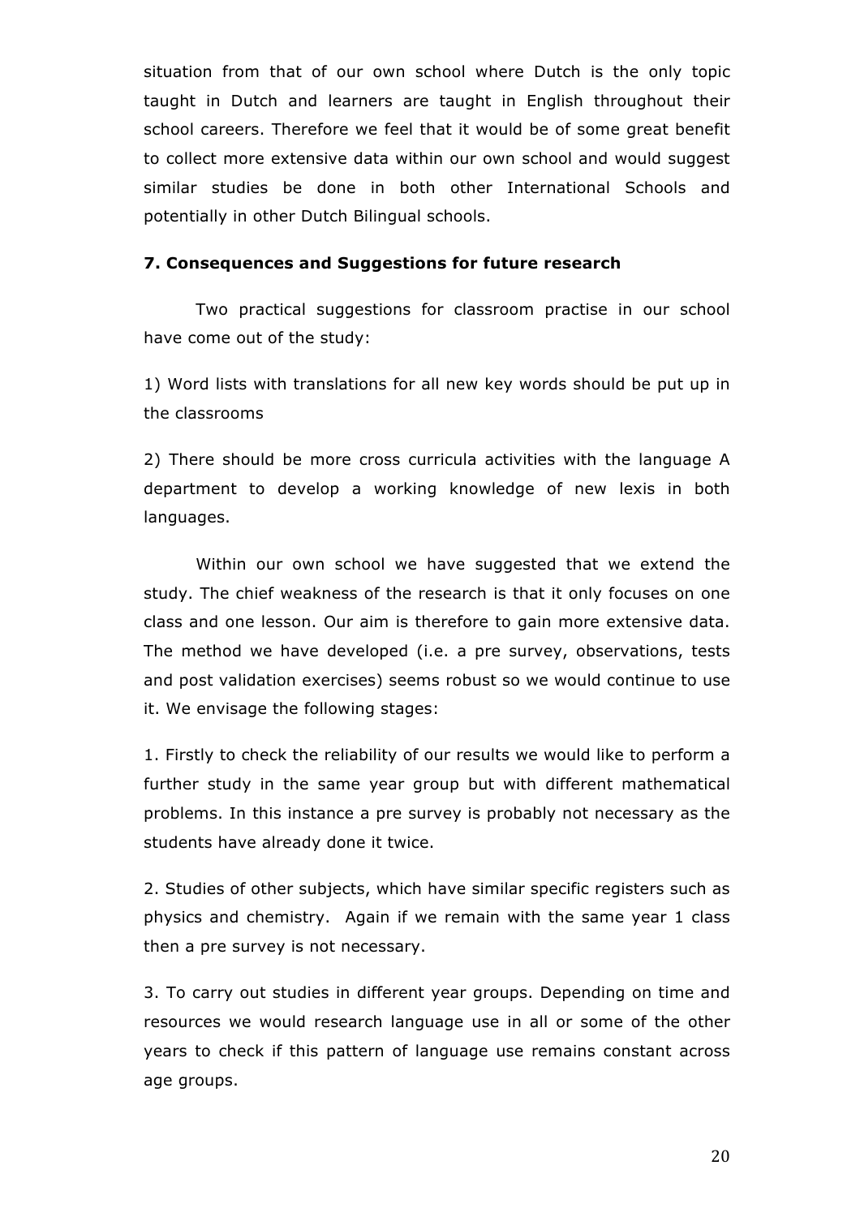situation from that of our own school where Dutch is the only topic taught in Dutch and learners are taught in English throughout their school careers. Therefore we feel that it would be of some great benefit to collect more extensive data within our own school and would suggest similar studies be done in both other International Schools and potentially in other Dutch Bilingual schools.

### 7. Consequences and Suggestions for future research

Two practical suggestions for classroom practise in our school have come out of the study:

1) Word lists with translations for all new key words should be put up in the classrooms

2) There should be more cross curricula activities with the language A department to develop a working knowledge of new lexis in both languages.

Within our own school we have suggested that we extend the study. The chief weakness of the research is that it only focuses on one class and one lesson. Our aim is therefore to gain more extensive data. The method we have developed (i.e. a pre survey, observations, tests and post validation exercises) seems robust so we would continue to use it. We envisage the following stages:

1. Firstly to check the reliability of our results we would like to perform a further study in the same year group but with different mathematical problems. In this instance a pre survey is probably not necessary as the students have already done it twice.

2. Studies of other subjects, which have similar specific registers such as physics and chemistry. Again if we remain with the same year 1 class then a pre survey is not necessary.

3. To carry out studies in different year groups. Depending on time and resources we would research language use in all or some of the other years to check if this pattern of language use remains constant across age groups.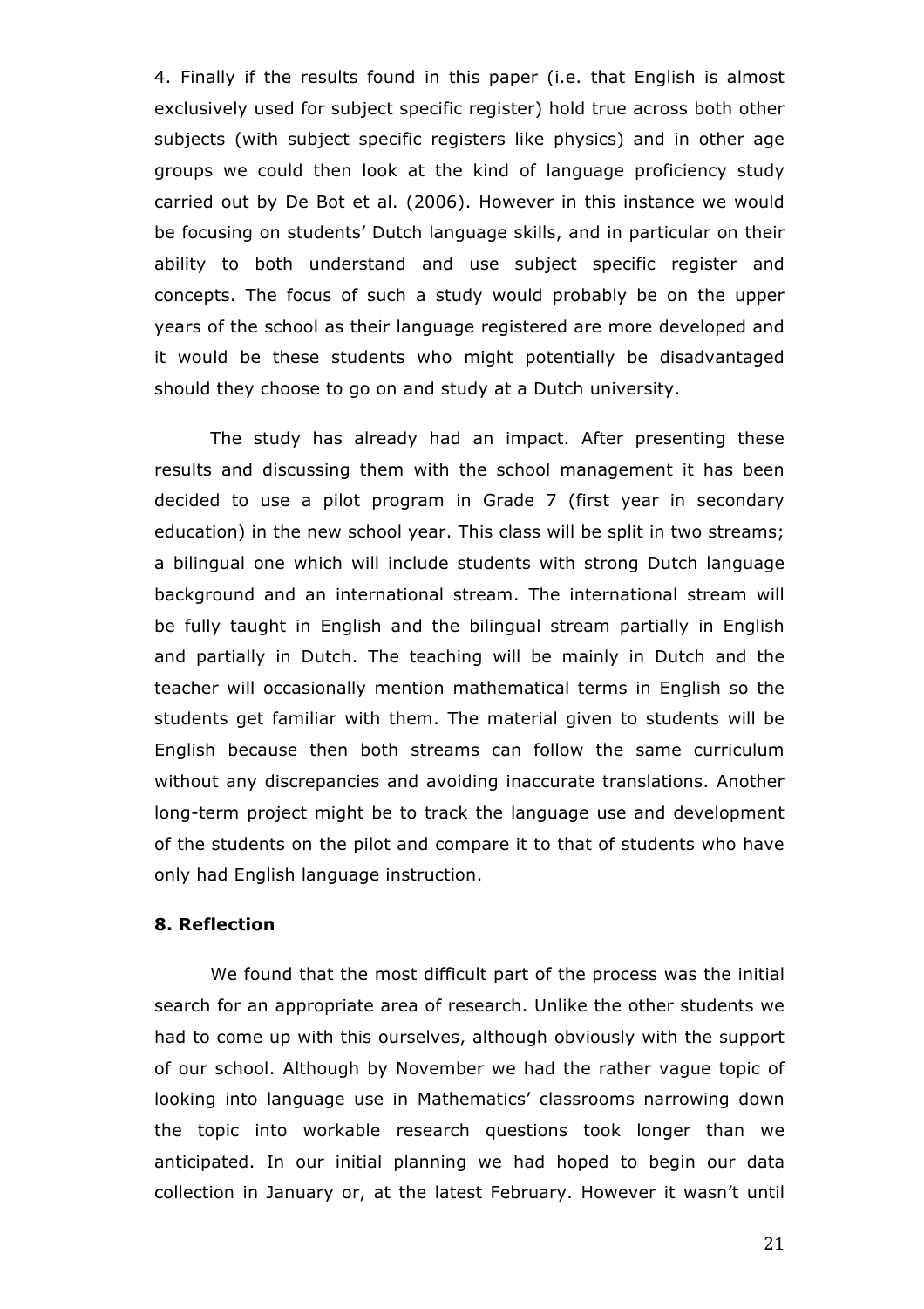4. Finally if the results found in this paper (i.e. that English is almost exclusively used for subject specific register) hold true across both other subjects (with subject specific registers like physics) and in other age groups we could then look at the kind of language proficiency study carried out by De Bot et al. (2006). However in this instance we would be focusing on students' Dutch language skills, and in particular on their ability to both understand and use subject specific register and concepts. The focus of such a study would probably be on the upper years of the school as their language registered are more developed and it would be these students who might potentially be disadvantaged should they choose to go on and study at a Dutch university.

The study has already had an impact. After presenting these results and discussing them with the school management it has been decided to use a pilot program in Grade 7 (first year in secondary education) in the new school year. This class will be split in two streams; a bilingual one which will include students with strong Dutch language background and an international stream. The international stream will be fully taught in English and the bilingual stream partially in English and partially in Dutch. The teaching will be mainly in Dutch and the teacher will occasionally mention mathematical terms in English so the students get familiar with them. The material given to students will be English because then both streams can follow the same curriculum without any discrepancies and avoiding inaccurate translations. Another long-term project might be to track the language use and development of the students on the pilot and compare it to that of students who have only had English language instruction.

### 8. Reflection

We found that the most difficult part of the process was the initial search for an appropriate area of research. Unlike the other students we had to come up with this ourselves, although obviously with the support of our school. Although by November we had the rather vague topic of looking into language use in Mathematics' classrooms narrowing down the topic into workable research questions took longer than we anticipated. In our initial planning we had hoped to begin our data collection in January or, at the latest February. However it wasn't until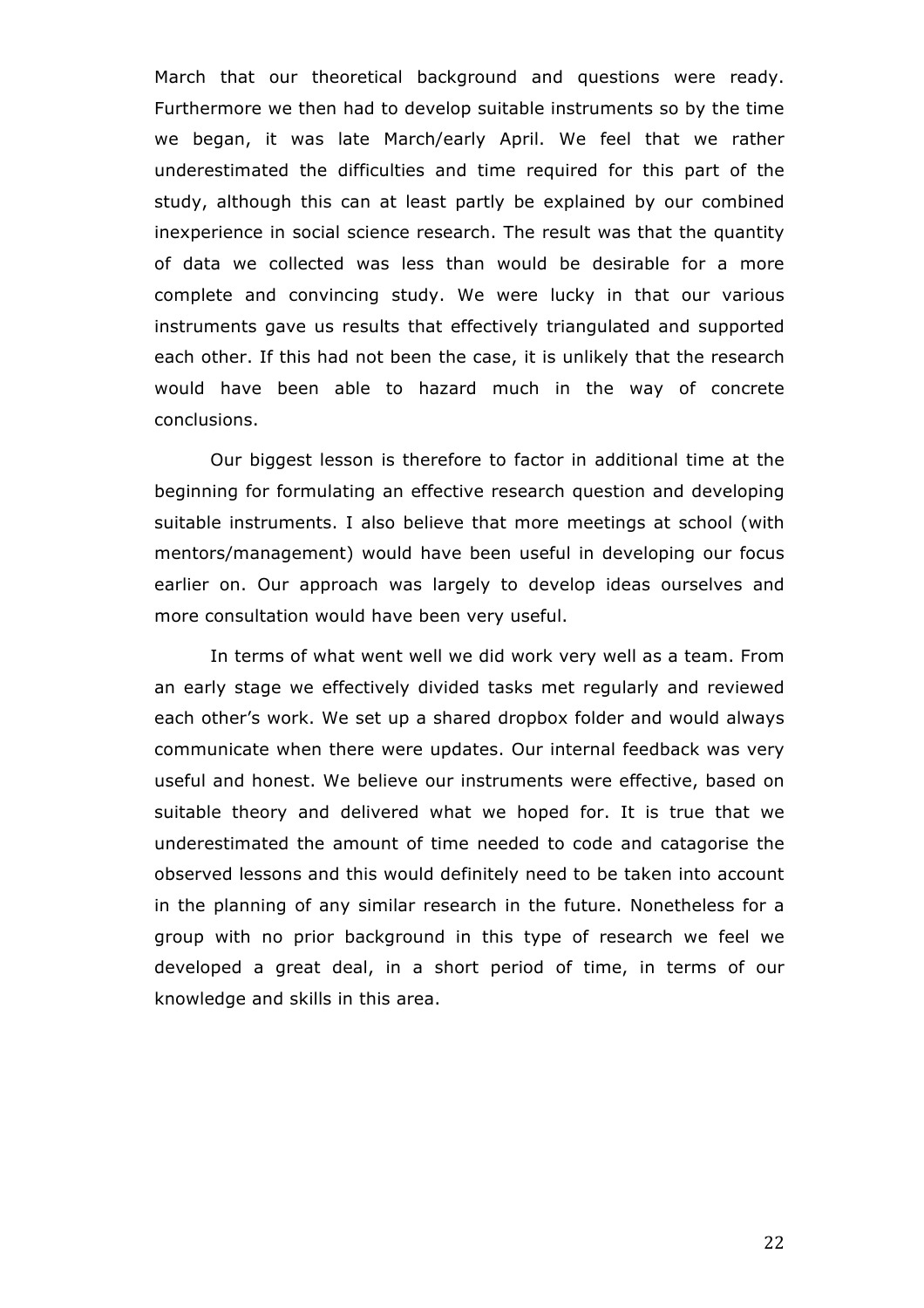March that our theoretical background and questions were ready. Furthermore we then had to develop suitable instruments so by the time we began, it was late March/early April. We feel that we rather underestimated the difficulties and time required for this part of the study, although this can at least partly be explained by our combined inexperience in social science research. The result was that the quantity of data we collected was less than would be desirable for a more complete and convincing study. We were lucky in that our various instruments gave us results that effectively triangulated and supported each other. If this had not been the case, it is unlikely that the research would have been able to hazard much in the way of concrete conclusions.

Our biggest lesson is therefore to factor in additional time at the beginning for formulating an effective research question and developing suitable instruments. I also believe that more meetings at school (with mentors/management) would have been useful in developing our focus earlier on. Our approach was largely to develop ideas ourselves and more consultation would have been very useful.

In terms of what went well we did work very well as a team. From an early stage we effectively divided tasks met regularly and reviewed each other's work. We set up a shared dropbox folder and would always communicate when there were updates. Our internal feedback was very useful and honest. We believe our instruments were effective, based on suitable theory and delivered what we hoped for. It is true that we underestimated the amount of time needed to code and catagorise the observed lessons and this would definitely need to be taken into account in the planning of any similar research in the future. Nonetheless for a group with no prior background in this type of research we feel we developed a great deal, in a short period of time, in terms of our knowledge and skills in this area.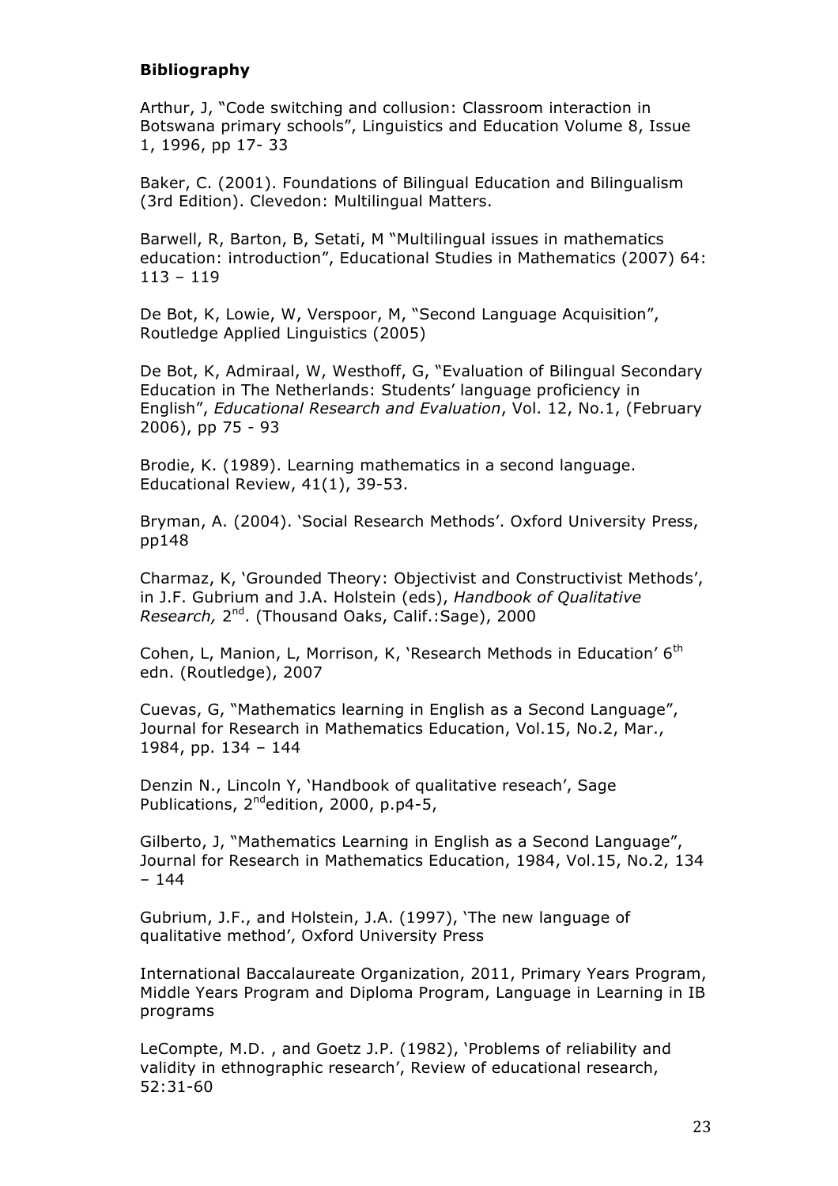**Bibliography**

Arthur, J, "Code switching and collusion: Classroom interaction in Botswana primary schools", Linguistics and Education Volume 8, Issue 1, 1996, pp 17- 33

Baker, C. (2001). Foundations of Bilingual Education and Bilingualism (3rd Edition). Clevedon: Multilingual Matters.

Barwell, R, Barton, B, Setati, M "Multilingual issues in mathematics education: introduction", Educational Studies in Mathematics (2007) 64: 113 – 119

De Bot, K, Lowie, W, Verspoor, M, "Second Language Acquisition", Routledge Applied Linguistics (2005)

De Bot, K, Admiraal, W, Westhoff, G, "Evaluation of Bilingual Secondary Education in The Netherlands: Students' language proficiency in English", *Educational Research and Evaluation*, Vol. 12, No.1, (February 2006), pp 75 - 93

Brodie, K. (1989). Learning mathematics in a second language. Educational Review, 41(1), 39-53.

Bryman, A. (2004). 'Social Research Methods'. Oxford University Press, pp148

Charmaz, K, 'Grounded Theory: Objectivist and Constructivist Methods', in J.F. Gubrium and J.A. Holstein (eds), *Handbook of Qualitative Research,* 2nd. (Thousand Oaks, Calif.:Sage), 2000

Cohen, L, Manion, L, Morrison, K, 'Research Methods in Education' 6th edn. (Routledge), 2007

Cuevas, G, "Mathematics learning in English as a Second Language", Journal for Research in Mathematics Education, Vol.15, No.2, Mar., 1984, pp. 134 – 144

Denzin N., Lincoln Y, 'Handbook of qualitative reseach', Sage Publications, 2ndedition, 2000, p.p4-5,

Gilberto, J, "Mathematics Learning in English as a Second Language", Journal for Research in Mathematics Education, 1984, Vol.15, No.2, 134 – 144

Gubrium, J.F., and Holstein, J.A. (1997), 'The new language of qualitative method', Oxford University Press

International Baccalaureate Organization, 2011, Primary Years Program, Middle Years Program and Diploma Program, Language in Learning in IB programs

LeCompte, M.D. , and Goetz J.P. (1982), 'Problems of reliability and validity in ethnographic research', Review of educational research, 52:31-60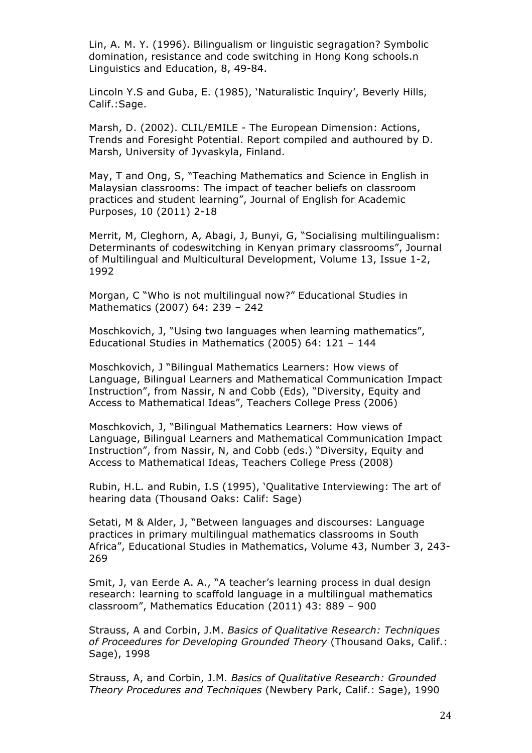Lin, A. M. Y. (1996). Bilingualism or linguistic segragation? Symbolic domination, resistance and code switching in Hong Kong schools.n Linguistics and Education, 8, 49-84.

Lincoln Y.S and Guba, E. (1985), 'Naturalistic Inquiry', Beverly Hills, Calif.:Sage.

Marsh, D. (2002). CLIL/EMILE - The European Dimension: Actions, Trends and Foresight Potential. Report compiled and authoured by D. Marsh, University of Jyvaskyla, Finland.

May, T and Ong, S, "Teaching Mathematics and Science in English in Malaysian classrooms: The impact of teacher beliefs on classroom practices and student learning", Journal of English for Academic Purposes, 10 (2011) 2-18

Merrit, M, Cleghorn, A, Abagi, J, Bunyi, G, "Socialising multilingualism: Determinants of codeswitching in Kenyan primary classrooms", Journal of Multilingual and Multicultural Development, Volume 13, Issue 1-2, 1992

Morgan, C "Who is not multilingual now?" Educational Studies in Mathematics (2007) 64: 239 – 242

Moschkovich, J, "Using two languages when learning mathematics", Educational Studies in Mathematics (2005) 64: 121 – 144

Moschkovich, J "Bilingual Mathematics Learners: How views of Language, Bilingual Learners and Mathematical Communication Impact Instruction", from Nassir, N and Cobb (Eds), "Diversity, Equity and Access to Mathematical Ideas", Teachers College Press (2006)

Moschkovich, J, "Bilingual Mathematics Learners: How views of Language, Bilingual Learners and Mathematical Communication Impact Instruction", from Nassir, N, and Cobb (eds.) "Diversity, Equity and Access to Mathematical Ideas, Teachers College Press (2008)

Rubin, H.L. and Rubin, I.S (1995), 'Qualitative Interviewing: The art of hearing data (Thousand Oaks: Calif: Sage)

Setati, M & Alder, J, "Between languages and discourses: Language practices in primary multilingual mathematics classrooms in South Africa", Educational Studies in Mathematics, Volume 43, Number 3, 243-269

Smit, J, van Eerde A. A., "A teacher's learning process in dual design research: learning to scaffold language in a multilingual mathematics classroom", Mathematics Education (2011) 43: 889 – 900

Strauss, A and Corbin, J.M. *Basics of Qualitative Research: Techniques of Proceedures for Developing Grounded Theory* (Thousand Oaks, Calif.: Sage), 1998

Strauss, A, and Corbin, J.M. *Basics of Qualitative Research: Grounded Theory Procedures and Techniques* (Newbery Park, Calif.: Sage), 1990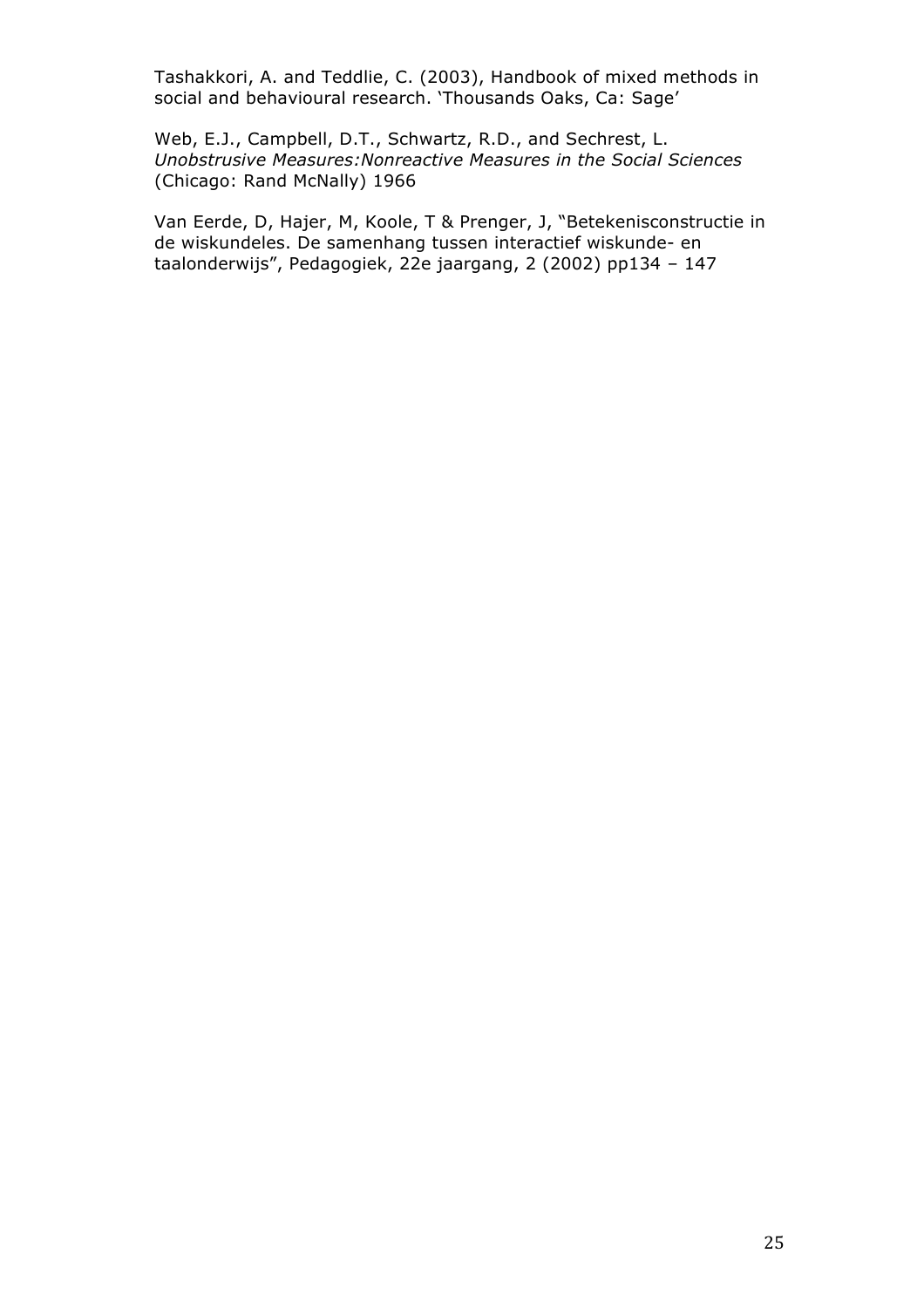Tashakkori, A. and Teddlie, C. (2003), Handbook of mixed methods in social and behavioural research. 'Thousands Oaks, Ca: Sage'

Web, E.J., Campbell, D.T., Schwartz, R.D., and Sechrest, L. *Unobstrusive Measures:Nonreactive Measures in the Social Sciences* (Chicago: Rand McNally) 1966

Van Eerde, D, Hajer, M, Koole, T & Prenger, J, "Betekenisconstructie in de wiskundeles. De samenhang tussen interactief wiskunde- en taalonderwijs", Pedagogiek, 22e jaargang, 2 (2002) pp134 – 147